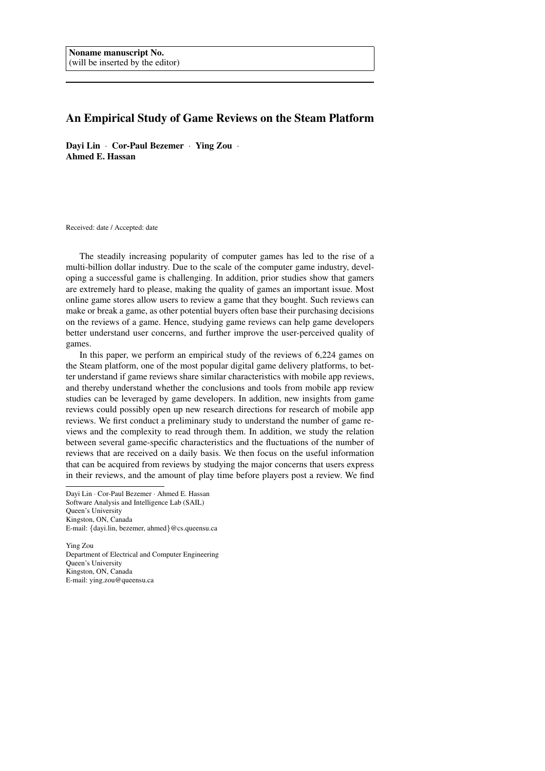**Noname manuscript No.**
(will be inserted by the editor)

# An Empirical Study of Game Reviews on the Steam Platform

**Dayi Lin** · **Cor-Paul Bezemer** · **Ying Zou** · **Ahmed E. Hassan**

Received: date / Accepted: date

The steadily increasing popularity of computer games has led to the rise of a multi-billion dollar industry. Due to the scale of the computer game industry, developing a successful game is challenging. In addition, prior studies show that gamers are extremely hard to please, making the quality of games an important issue. Most online game stores allow users to review a game that they bought. Such reviews can make or break a game, as other potential buyers often base their purchasing decisions on the reviews of a game. Hence, studying game reviews can help game developers better understand user concerns, and further improve the user-perceived quality of games.

In this paper, we perform an empirical study of the reviews of 6,224 games on the Steam platform, one of the most popular digital game delivery platforms, to better understand if game reviews share similar characteristics with mobile app reviews, and thereby understand whether the conclusions and tools from mobile app review studies can be leveraged by game developers. In addition, new insights from game reviews could possibly open up new research directions for research of mobile app reviews. We first conduct a preliminary study to understand the number of game reviews and the complexity to read through them. In addition, we study the relation between several game-specific characteristics and the fluctuations of the number of reviews that are received on a daily basis. We then focus on the useful information that can be acquired from reviews by studying the major concerns that users express in their reviews, and the amount of play time before players post a review. We find

---

Dayi Lin · Cor-Paul Bezemer · Ahmed E. Hassan
Software Analysis and Intelligence Lab (SAIL)
Queen's University
Kingston, ON, Canada
E-mail: {dayi.lin, bezemer, ahmed}@cs.queensu.ca

Ying Zou
Department of Electrical and Computer Engineering
Queen's University
Kingston, ON, Canada
E-mail: ying.zou@queensu.ca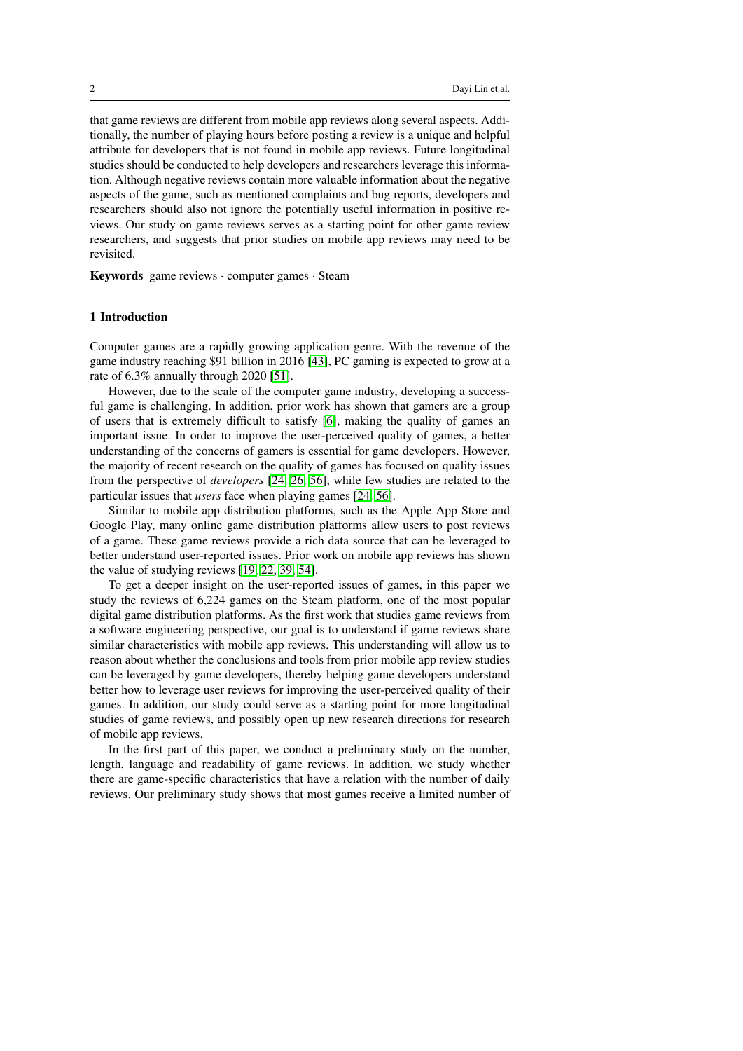that game reviews are different from mobile app reviews along several aspects. Additionally, the number of playing hours before posting a review is a unique and helpful attribute for developers that is not found in mobile app reviews. Future longitudinal studies should be conducted to help developers and researchers leverage this information. Although negative reviews contain more valuable information about the negative aspects of the game, such as mentioned complaints and bug reports, developers and researchers should also not ignore the potentially useful information in positive reviews. Our study on game reviews serves as a starting point for other game review researchers, and suggests that prior studies on mobile app reviews may need to be revisited.

**Keywords** game reviews · computer games · Steam

## 1 Introduction

Computer games are a rapidly growing application genre. With the revenue of the game industry reaching $91 billion in 2016 [43], PC gaming is expected to grow at a rate of 6.3% annually through 2020 [51].

However, due to the scale of the computer game industry, developing a successful game is challenging. In addition, prior work has shown that gamers are a group of users that is extremely difficult to satisfy [6], making the quality of games an important issue. In order to improve the user-perceived quality of games, a better understanding of the concerns of gamers is essential for game developers. However, the majority of recent research on the quality of games has focused on quality issues from the perspective of *developers* [24, 26, 56], while few studies are related to the particular issues that *users* face when playing games [24, 56].

Similar to mobile app distribution platforms, such as the Apple App Store and Google Play, many online game distribution platforms allow users to post reviews of a game. These game reviews provide a rich data source that can be leveraged to better understand user-reported issues. Prior work on mobile app reviews has shown the value of studying reviews [19, 22, 39, 54].

To get a deeper insight on the user-reported issues of games, in this paper we study the reviews of 6,224 games on the Steam platform, one of the most popular digital game distribution platforms. As the first work that studies game reviews from a software engineering perspective, our goal is to understand if game reviews share similar characteristics with mobile app reviews. This understanding will allow us to reason about whether the conclusions and tools from prior mobile app review studies can be leveraged by game developers, thereby helping game developers understand better how to leverage user reviews for improving the user-perceived quality of their games. In addition, our study could serve as a starting point for more longitudinal studies of game reviews, and possibly open up new research directions for research of mobile app reviews.

In the first part of this paper, we conduct a preliminary study on the number, length, language and readability of game reviews. In addition, we study whether there are game-specific characteristics that have a relation with the number of daily reviews. Our preliminary study shows that most games receive a limited number of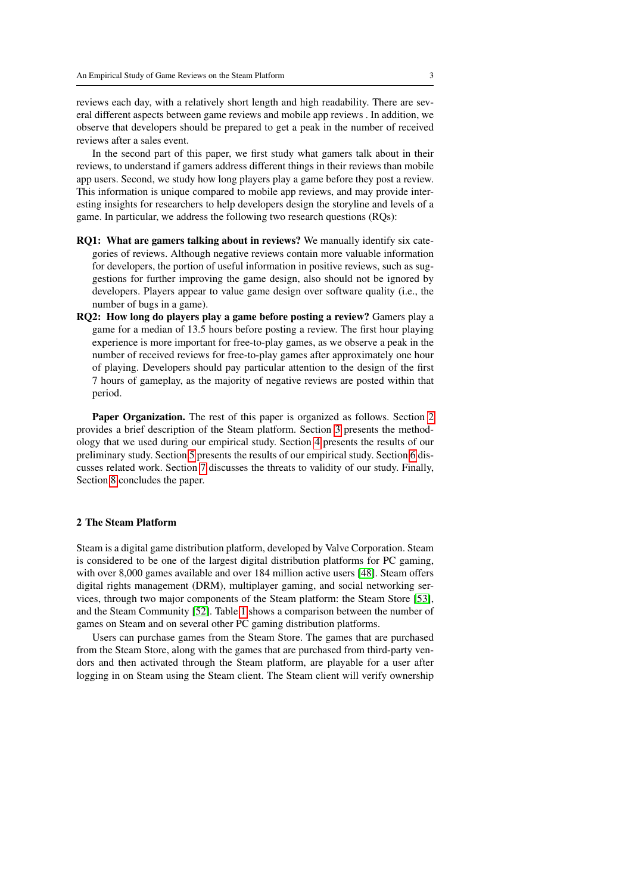reviews each day, with a relatively short length and high readability. There are several different aspects between game reviews and mobile app reviews . In addition, we observe that developers should be prepared to get a peak in the number of received reviews after a sales event.

In the second part of this paper, we first study what gamers talk about in their reviews, to understand if gamers address different things in their reviews than mobile app users. Second, we study how long players play a game before they post a review. This information is unique compared to mobile app reviews, and may provide interesting insights for researchers to help developers design the storyline and levels of a game. In particular, we address the following two research questions (RQs):

**RQ1: What are gamers talking about in reviews?** We manually identify six categories of reviews. Although negative reviews contain more valuable information for developers, the portion of useful information in positive reviews, such as suggestions for further improving the game design, also should not be ignored by developers. Players appear to value game design over software quality (i.e., the number of bugs in a game).

**RQ2: How long do players play a game before posting a review?** Gamers play a game for a median of 13.5 hours before posting a review. The first hour playing experience is more important for free-to-play games, as we observe a peak in the number of received reviews for free-to-play games after approximately one hour of playing. Developers should pay particular attention to the design of the first 7 hours of gameplay, as the majority of negative reviews are posted within that period.

**Paper Organization.** The rest of this paper is organized as follows. Section 2 provides a brief description of the Steam platform. Section 3 presents the methodology that we used during our empirical study. Section 4 presents the results of our preliminary study. Section 5 presents the results of our empirical study. Section 6 discusses related work. Section 7 discusses the threats to validity of our study. Finally, Section 8 concludes the paper.

## 2 The Steam Platform

Steam is a digital game distribution platform, developed by Valve Corporation. Steam is considered to be one of the largest digital distribution platforms for PC gaming, with over 8,000 games available and over 184 million active users [48]. Steam offers digital rights management (DRM), multiplayer gaming, and social networking services, through two major components of the Steam platform: the Steam Store [53], and the Steam Community [52]. Table 1 shows a comparison between the number of games on Steam and on several other PC gaming distribution platforms.

Users can purchase games from the Steam Store. The games that are purchased from the Steam Store, along with the games that are purchased from third-party vendors and then activated through the Steam platform, are playable for a user after logging in on Steam using the Steam client. The Steam client will verify ownership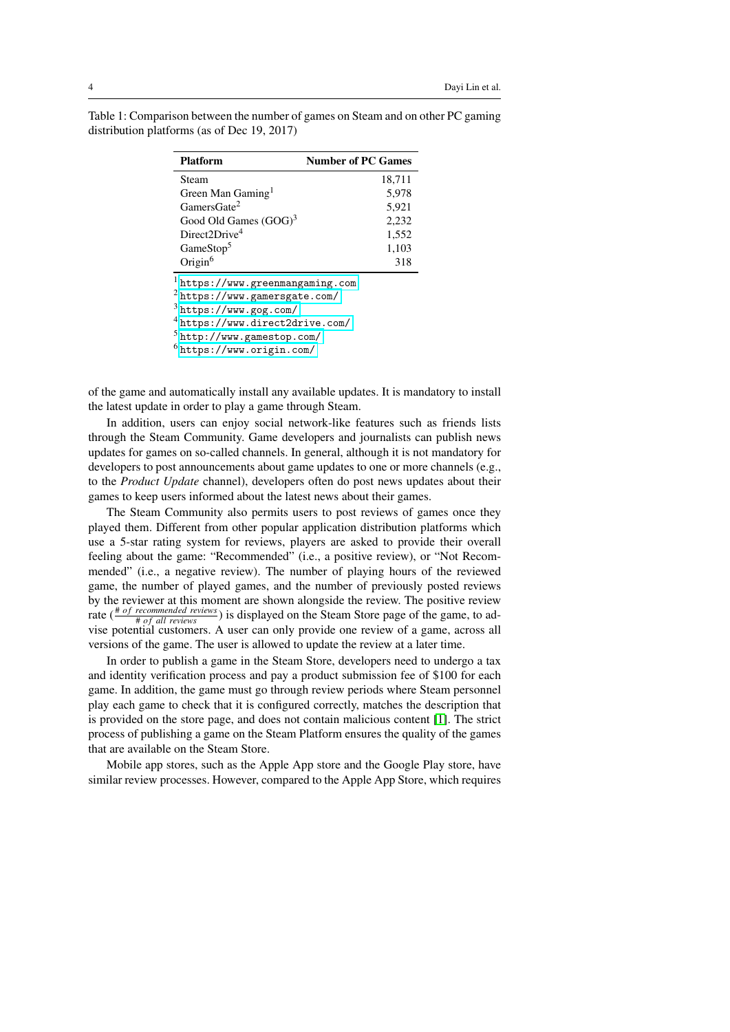Table 1: Comparison between the number of games on Steam and on other PC gaming distribution platforms (as of Dec 19, 2017)

| **Platform** | **Number of PC Games** |
|---|---:|
| Steam | 18,711 |
| Green Man Gaming[1] | 5,978 |
| GamersGate[2] | 5,921 |
| Good Old Games (GOG)[3] | 2,232 |
| Direct2Drive[4] | 1,552 |
| GameStop[5] | 1,103 |
| Origin[6] | 318 |

[1] https://www.greenmangaming.com
[2] https://www.gamersgate.com/
[3] https://www.gog.com/
[4] https://www.direct2drive.com/
[5] http://www.gamestop.com/
[6] https://www.origin.com/

of the game and automatically install any available updates. It is mandatory to install the latest update in order to play a game through Steam.

In addition, users can enjoy social network-like features such as friends lists through the Steam Community. Game developers and journalists can publish news updates for games on so-called channels. In general, although it is not mandatory for developers to post announcements about game updates to one or more channels (e.g., to the *Product Update* channel), developers often do post news updates about their games to keep users informed about the latest news about their games.

The Steam Community also permits users to post reviews of games once they played them. Different from other popular application distribution platforms which use a 5-star rating system for reviews, players are asked to provide their overall feeling about the game: "Recommended" (i.e., a positive review), or "Not Recommended" (i.e., a negative review). The number of playing hours of the reviewed game, the number of played games, and the number of previously posted reviews by the reviewer at this moment are shown alongside the review. The positive review rate ($\frac{\#\ of\ recommended\ reviews}{\#\ of\ all\ reviews}$) is displayed on the Steam Store page of the game, to advise potential customers. A user can only provide one review of a game, across all versions of the game. The user is allowed to update the review at a later time.

In order to publish a game in the Steam Store, developers need to undergo a tax and identity verification process and pay a product submission fee of $100 for each game. In addition, the game must go through review periods where Steam personnel play each game to check that it is configured correctly, matches the description that is provided on the store page, and does not contain malicious content [1]. The strict process of publishing a game on the Steam Platform ensures the quality of the games that are available on the Steam Store.

Mobile app stores, such as the Apple App store and the Google Play store, have similar review processes. However, compared to the Apple App Store, which requires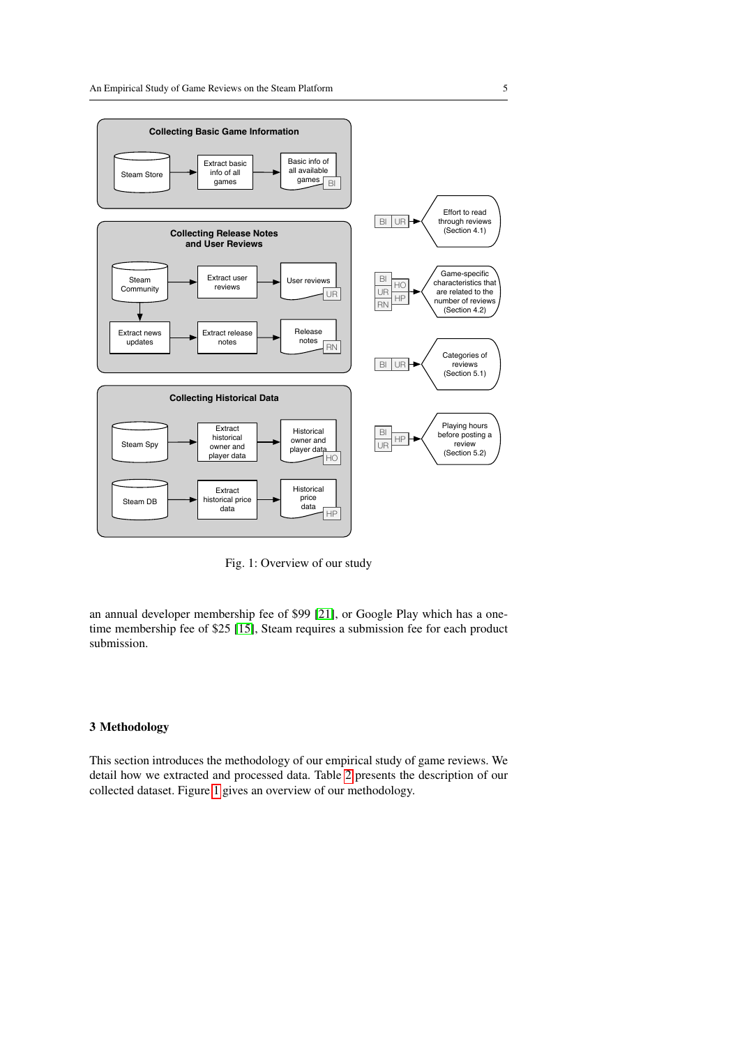Fig. 1: Overview of our study

an annual developer membership fee of $99 [21], or Google Play which has a one-time membership fee of $25 [15], Steam requires a submission fee for each product submission.

## 3 Methodology

This section introduces the methodology of our empirical study of game reviews. We detail how we extracted and processed data. Table 2 presents the description of our collected dataset. Figure 1 gives an overview of our methodology.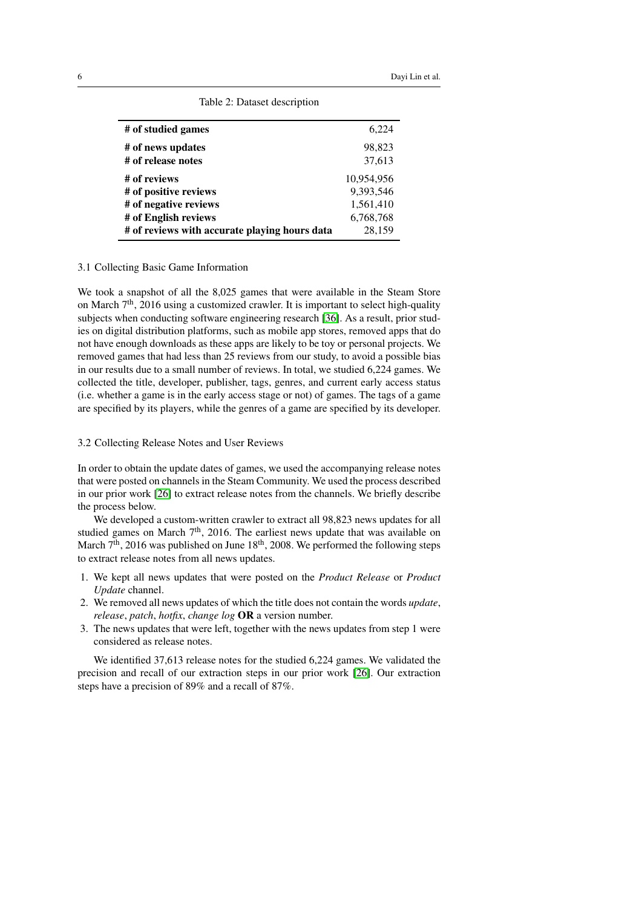Table 2: Dataset description

| | |
|---|---|
| **# of studied games** | 6,224 |
| **# of news updates** | 98,823 |
| **# of release notes** | 37,613 |
| **# of reviews** | 10,954,956 |
| **# of positive reviews** | 9,393,546 |
| **# of negative reviews** | 1,561,410 |
| **# of English reviews** | 6,768,768 |
| **# of reviews with accurate playing hours data** | 28,159 |

### 3.1 Collecting Basic Game Information

We took a snapshot of all the 8,025 games that were available in the Steam Store on March 7th, 2016 using a customized crawler. It is important to select high-quality subjects when conducting software engineering research [36]. As a result, prior studies on digital distribution platforms, such as mobile app stores, removed apps that do not have enough downloads as these apps are likely to be toy or personal projects. We removed games that had less than 25 reviews from our study, to avoid a possible bias in our results due to a small number of reviews. In total, we studied 6,224 games. We collected the title, developer, publisher, tags, genres, and current early access status (i.e. whether a game is in the early access stage or not) of games. The tags of a game are specified by its players, while the genres of a game are specified by its developer.

### 3.2 Collecting Release Notes and User Reviews

In order to obtain the update dates of games, we used the accompanying release notes that were posted on channels in the Steam Community. We used the process described in our prior work [26] to extract release notes from the channels. We briefly describe the process below.

We developed a custom-written crawler to extract all 98,823 news updates for all studied games on March 7th, 2016. The earliest news update that was available on March 7th, 2016 was published on June 18th, 2008. We performed the following steps to extract release notes from all news updates.

1. We kept all news updates that were posted on the *Product Release* or *Product Update* channel.
2. We removed all news updates of which the title does not contain the words *update*, *release*, *patch*, *hotfix*, *change log* **OR** a version number.
3. The news updates that were left, together with the news updates from step 1 were considered as release notes.

We identified 37,613 release notes for the studied 6,224 games. We validated the precision and recall of our extraction steps in our prior work [26]. Our extraction steps have a precision of 89% and a recall of 87%.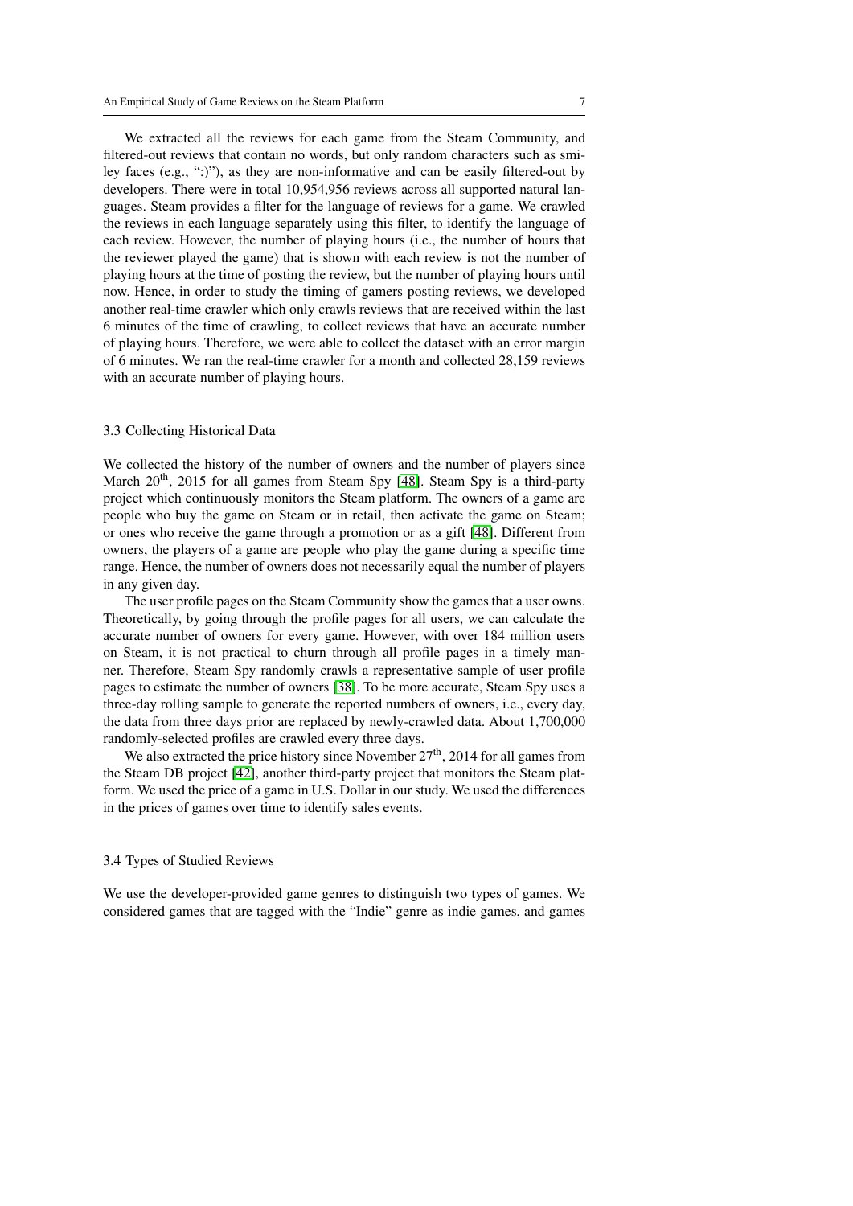We extracted all the reviews for each game from the Steam Community, and filtered-out reviews that contain no words, but only random characters such as smiley faces (e.g., ":)"), as they are non-informative and can be easily filtered-out by developers. There were in total 10,954,956 reviews across all supported natural languages. Steam provides a filter for the language of reviews for a game. We crawled the reviews in each language separately using this filter, to identify the language of each review. However, the number of playing hours (i.e., the number of hours that the reviewer played the game) that is shown with each review is not the number of playing hours at the time of posting the review, but the number of playing hours until now. Hence, in order to study the timing of gamers posting reviews, we developed another real-time crawler which only crawls reviews that are received within the last 6 minutes of the time of crawling, to collect reviews that have an accurate number of playing hours. Therefore, we were able to collect the dataset with an error margin of 6 minutes. We ran the real-time crawler for a month and collected 28,159 reviews with an accurate number of playing hours.

### 3.3 Collecting Historical Data

We collected the history of the number of owners and the number of players since March 20$^{\text{th}}$, 2015 for all games from Steam Spy [48]. Steam Spy is a third-party project which continuously monitors the Steam platform. The owners of a game are people who buy the game on Steam or in retail, then activate the game on Steam; or ones who receive the game through a promotion or as a gift [48]. Different from owners, the players of a game are people who play the game during a specific time range. Hence, the number of owners does not necessarily equal the number of players in any given day.

The user profile pages on the Steam Community show the games that a user owns. Theoretically, by going through the profile pages for all users, we can calculate the accurate number of owners for every game. However, with over 184 million users on Steam, it is not practical to churn through all profile pages in a timely manner. Therefore, Steam Spy randomly crawls a representative sample of user profile pages to estimate the number of owners [38]. To be more accurate, Steam Spy uses a three-day rolling sample to generate the reported numbers of owners, i.e., every day, the data from three days prior are replaced by newly-crawled data. About 1,700,000 randomly-selected profiles are crawled every three days.

We also extracted the price history since November 27$^{\text{th}}$, 2014 for all games from the Steam DB project [42], another third-party project that monitors the Steam platform. We used the price of a game in U.S. Dollar in our study. We used the differences in the prices of games over time to identify sales events.

### 3.4 Types of Studied Reviews

We use the developer-provided game genres to distinguish two types of games. We considered games that are tagged with the "Indie" genre as indie games, and games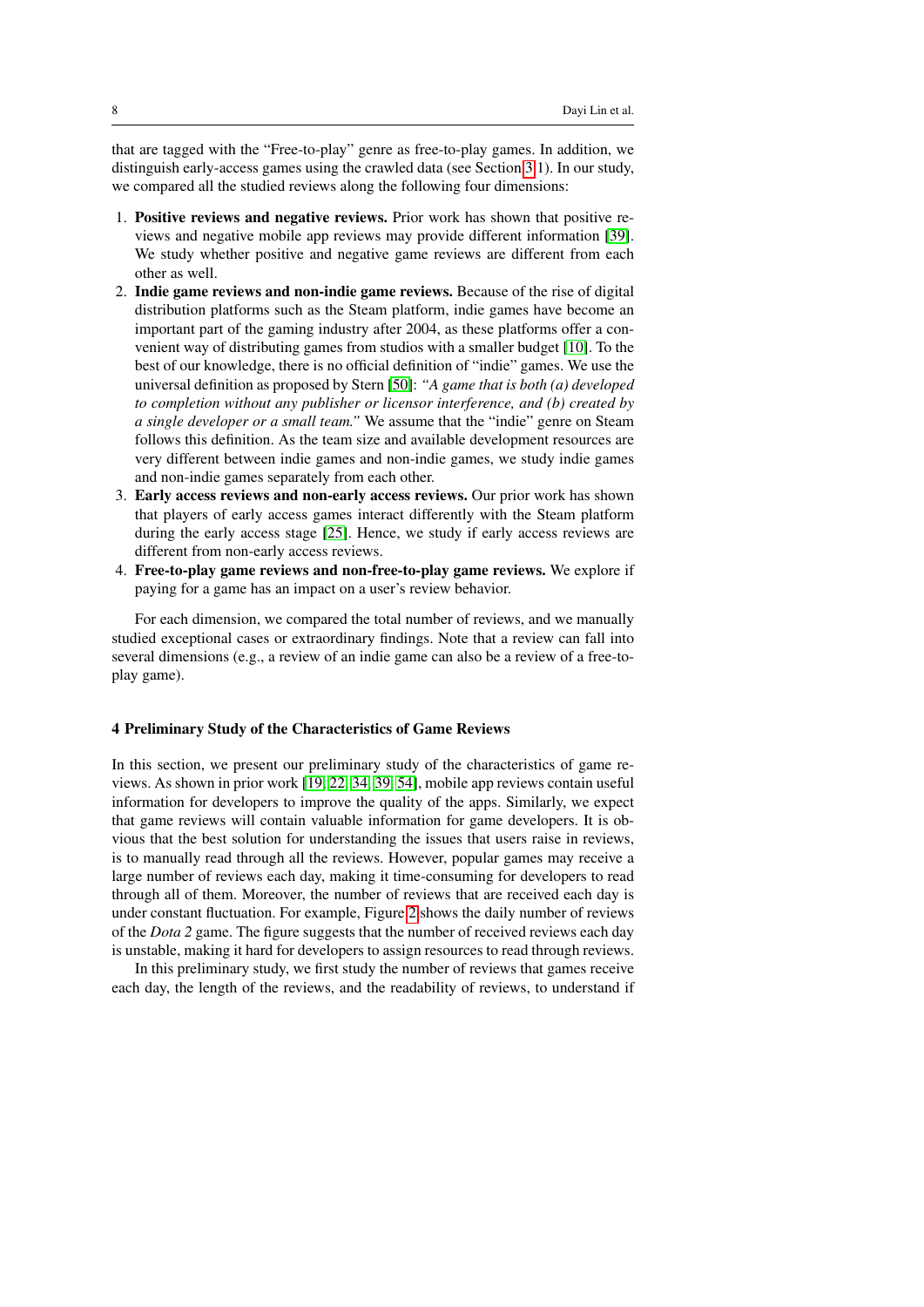that are tagged with the "Free-to-play" genre as free-to-play games. In addition, we distinguish early-access games using the crawled data (see Section 3.1). In our study, we compared all the studied reviews along the following four dimensions:

1. **Positive reviews and negative reviews.** Prior work has shown that positive reviews and negative mobile app reviews may provide different information [39]. We study whether positive and negative game reviews are different from each other as well.
2. **Indie game reviews and non-indie game reviews.** Because of the rise of digital distribution platforms such as the Steam platform, indie games have become an important part of the gaming industry after 2004, as these platforms offer a convenient way of distributing games from studios with a smaller budget [10]. To the best of our knowledge, there is no official definition of "indie" games. We use the universal definition as proposed by Stern [50]: *"A game that is both (a) developed to completion without any publisher or licensor interference, and (b) created by a single developer or a small team."* We assume that the "indie" genre on Steam follows this definition. As the team size and available development resources are very different between indie games and non-indie games, we study indie games and non-indie games separately from each other.
3. **Early access reviews and non-early access reviews.** Our prior work has shown that players of early access games interact differently with the Steam platform during the early access stage [25]. Hence, we study if early access reviews are different from non-early access reviews.
4. **Free-to-play game reviews and non-free-to-play game reviews.** We explore if paying for a game has an impact on a user's review behavior.

For each dimension, we compared the total number of reviews, and we manually studied exceptional cases or extraordinary findings. Note that a review can fall into several dimensions (e.g., a review of an indie game can also be a review of a free-to-play game).

## 4 Preliminary Study of the Characteristics of Game Reviews

In this section, we present our preliminary study of the characteristics of game reviews. As shown in prior work [19, 22, 34, 39, 54], mobile app reviews contain useful information for developers to improve the quality of the apps. Similarly, we expect that game reviews will contain valuable information for game developers. It is obvious that the best solution for understanding the issues that users raise in reviews, is to manually read through all the reviews. However, popular games may receive a large number of reviews each day, making it time-consuming for developers to read through all of them. Moreover, the number of reviews that are received each day is under constant fluctuation. For example, Figure 2 shows the daily number of reviews of the *Dota 2* game. The figure suggests that the number of received reviews each day is unstable, making it hard for developers to assign resources to read through reviews.

In this preliminary study, we first study the number of reviews that games receive each day, the length of the reviews, and the readability of reviews, to understand if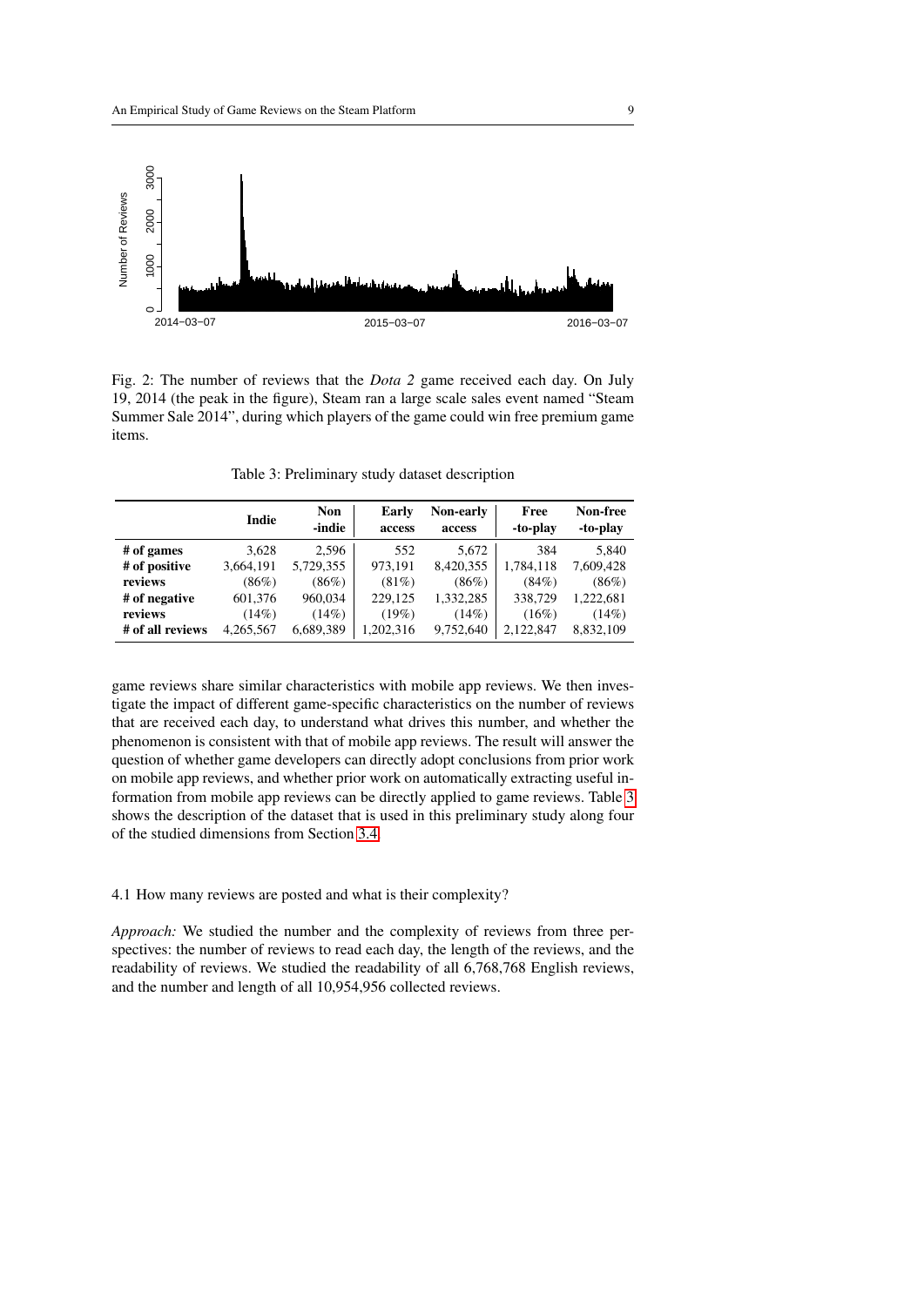Fig. 2: The number of reviews that the *Dota 2* game received each day. On July 19, 2014 (the peak in the figure), Steam ran a large scale sales event named "Steam Summer Sale 2014", during which players of the game could win free premium game items.

Table 3: Preliminary study dataset description

| | Indie | Non -indie | Early access | Non-early access | Free -to-play | Non-free -to-play |
|---|---|---|---|---|---|---|
| **# of games** | 3,628 | 2,596 | 552 | 5,672 | 384 | 5,840 |
| **# of positive reviews** | 3,664,191 (86%) | 5,729,355 (86%) | 973,191 (81%) | 8,420,355 (86%) | 1,784,118 (84%) | 7,609,428 (86%) |
| **# of negative reviews** | 601,376 (14%) | 960,034 (14%) | 229,125 (19%) | 1,332,285 (14%) | 338,729 (16%) | 1,222,681 (14%) |
| **# of all reviews** | 4,265,567 | 6,689,389 | 1,202,316 | 9,752,640 | 2,122,847 | 8,832,109 |

game reviews share similar characteristics with mobile app reviews. We then investigate the impact of different game-specific characteristics on the number of reviews that are received each day, to understand what drives this number, and whether the phenomenon is consistent with that of mobile app reviews. The result will answer the question of whether game developers can directly adopt conclusions from prior work on mobile app reviews, and whether prior work on automatically extracting useful information from mobile app reviews can be directly applied to game reviews. Table 3 shows the description of the dataset that is used in this preliminary study along four of the studied dimensions from Section 3.4.

## 4.1 How many reviews are posted and what is their complexity?

*Approach:* We studied the number and the complexity of reviews from three perspectives: the number of reviews to read each day, the length of the reviews, and the readability of reviews. We studied the readability of all 6,768,768 English reviews, and the number and length of all 10,954,956 collected reviews.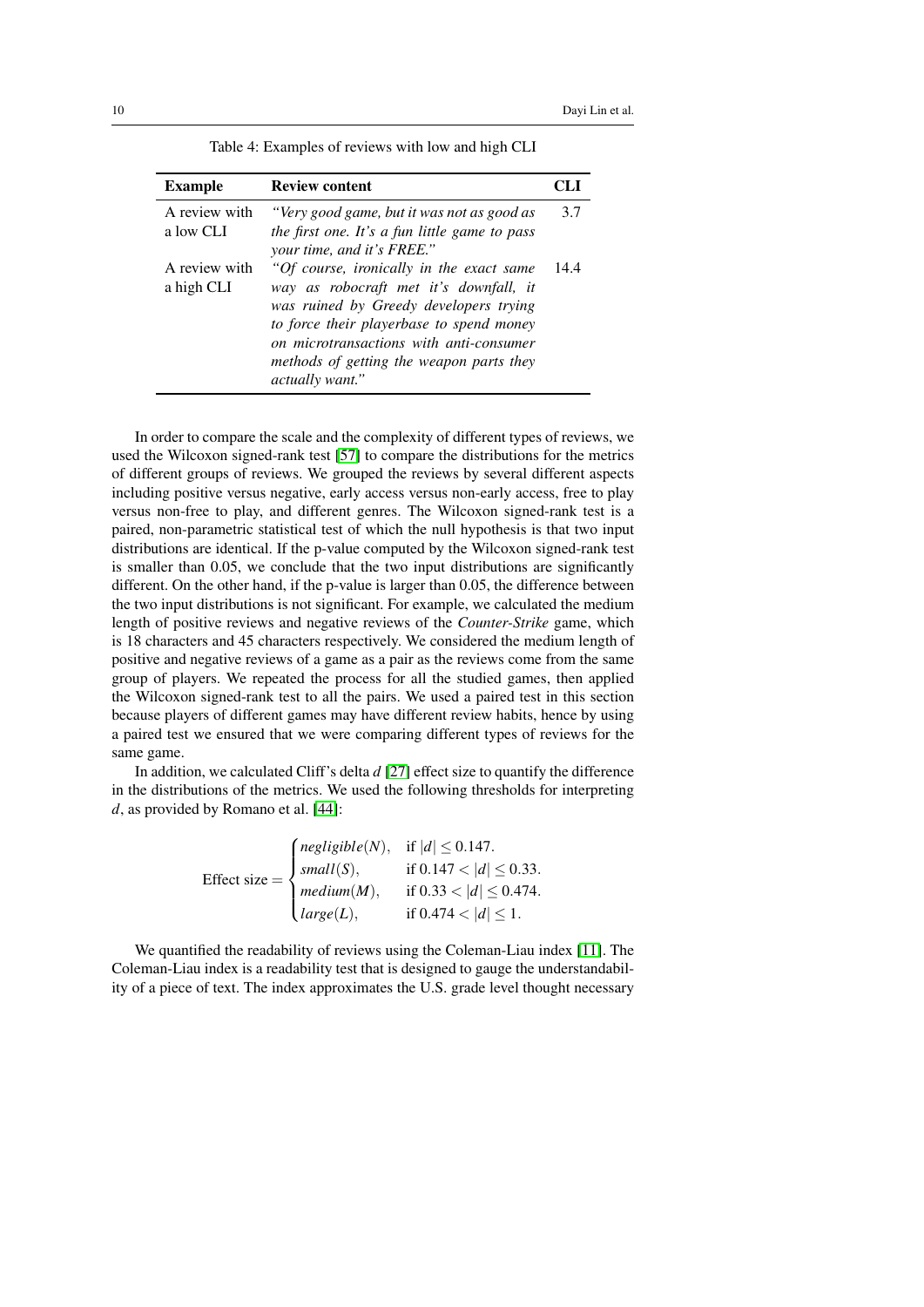Table 4: Examples of reviews with low and high CLI

| Example | Review content | CLI |
|---|---|---|
| A review with a low CLI | *"Very good game, but it was not as good as the first one. It's a fun little game to pass your time, and it's FREE."* | 3.7 |
| A review with a high CLI | *"Of course, ironically in the exact same way as robocraft met it's downfall, it was ruined by Greedy developers trying to force their playerbase to spend money on microtransactions with anti-consumer methods of getting the weapon parts they actually want."* | 14.4 |

In order to compare the scale and the complexity of different types of reviews, we used the Wilcoxon signed-rank test [57] to compare the distributions for the metrics of different groups of reviews. We grouped the reviews by several different aspects including positive versus negative, early access versus non-early access, free to play versus non-free to play, and different genres. The Wilcoxon signed-rank test is a paired, non-parametric statistical test of which the null hypothesis is that two input distributions are identical. If the p-value computed by the Wilcoxon signed-rank test is smaller than 0.05, we conclude that the two input distributions are significantly different. On the other hand, if the p-value is larger than 0.05, the difference between the two input distributions is not significant. For example, we calculated the medium length of positive reviews and negative reviews of the *Counter-Strike* game, which is 18 characters and 45 characters respectively. We considered the medium length of positive and negative reviews of a game as a pair as the reviews come from the same group of players. We repeated the process for all the studied games, then applied the Wilcoxon signed-rank test to all the pairs. We used a paired test in this section because players of different games may have different review habits, hence by using a paired test we ensured that we were comparing different types of reviews for the same game.

In addition, we calculated Cliff's delta $d$ [27] effect size to quantify the difference in the distributions of the metrics. We used the following thresholds for interpreting $d$, as provided by Romano et al. [44]:

$$
\text{Effect size} = \begin{cases} negligible(N), & \text{if } |d| \leq 0.147. \\ small(S), & \text{if } 0.147 < |d| \leq 0.33. \\ medium(M), & \text{if } 0.33 < |d| \leq 0.474. \\ large(L), & \text{if } 0.474 < |d| \leq 1. \end{cases}
$$

We quantified the readability of reviews using the Coleman-Liau index [11]. The Coleman-Liau index is a readability test that is designed to gauge the understandability of a piece of text. The index approximates the U.S. grade level thought necessary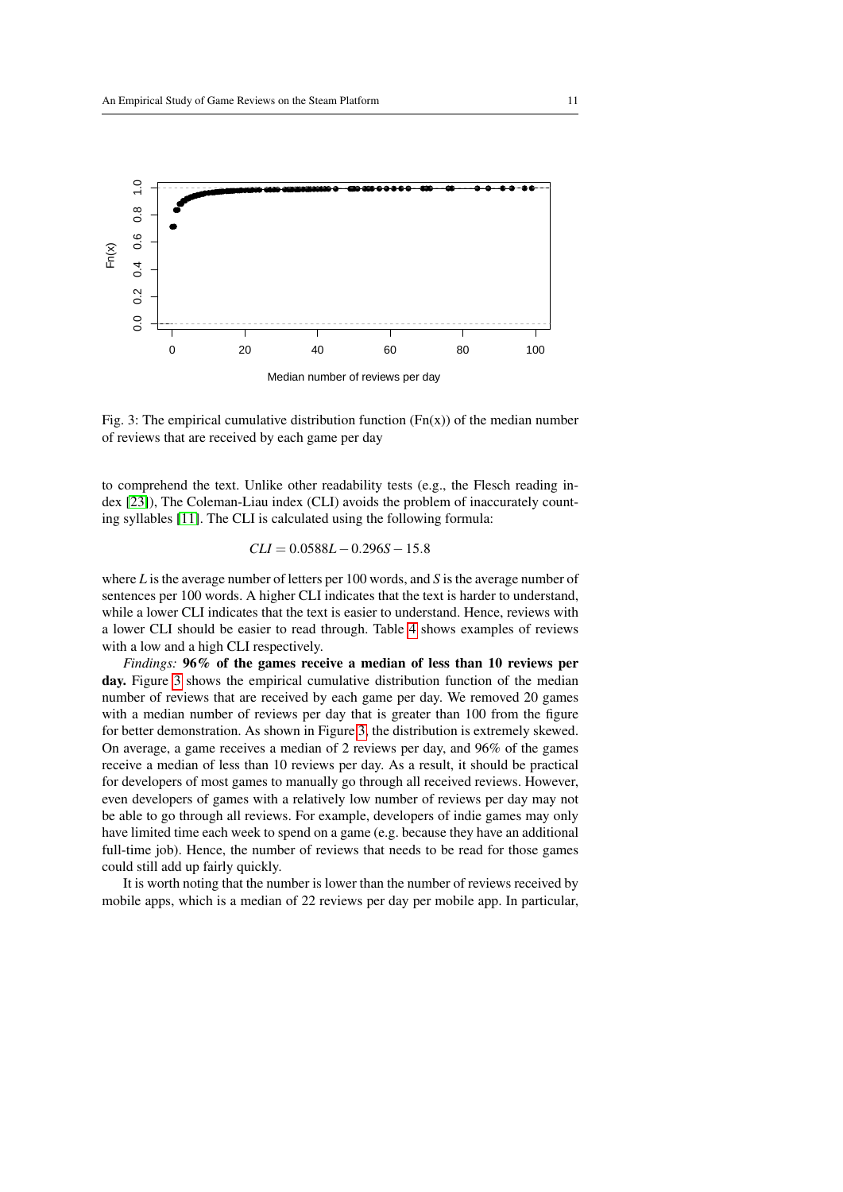Fig. 3: The empirical cumulative distribution function (Fn(x)) of the median number of reviews that are received by each game per day

to comprehend the text. Unlike other readability tests (e.g., the Flesch reading index [23]), The Coleman-Liau index (CLI) avoids the problem of inaccurately counting syllables [11]. The CLI is calculated using the following formula:

$$CLI = 0.0588L - 0.296S - 15.8$$

where $L$ is the average number of letters per 100 words, and $S$ is the average number of sentences per 100 words. A higher CLI indicates that the text is harder to understand, while a lower CLI indicates that the text is easier to understand. Hence, reviews with a lower CLI should be easier to read through. Table 4 shows examples of reviews with a low and a high CLI respectively.

*Findings:* **96% of the games receive a median of less than 10 reviews per day.** Figure 3 shows the empirical cumulative distribution function of the median number of reviews that are received by each game per day. We removed 20 games with a median number of reviews per day that is greater than 100 from the figure for better demonstration. As shown in Figure 3, the distribution is extremely skewed. On average, a game receives a median of 2 reviews per day, and 96% of the games receive a median of less than 10 reviews per day. As a result, it should be practical for developers of most games to manually go through all received reviews. However, even developers of games with a relatively low number of reviews per day may not be able to go through all reviews. For example, developers of indie games may only have limited time each week to spend on a game (e.g. because they have an additional full-time job). Hence, the number of reviews that needs to be read for those games could still add up fairly quickly.

It is worth noting that the number is lower than the number of reviews received by mobile apps, which is a median of 22 reviews per day per mobile app. In particular,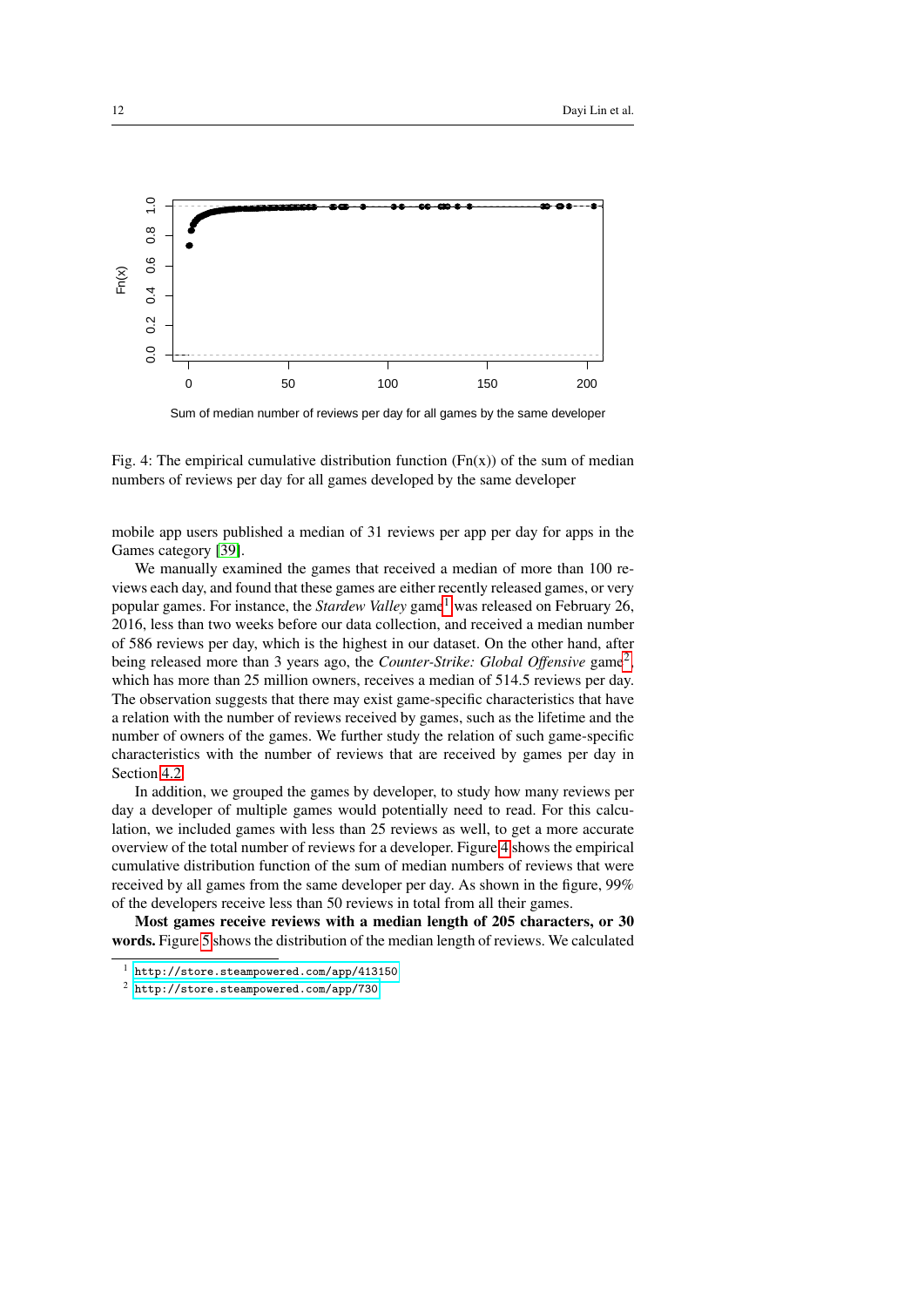Fig. 4: The empirical cumulative distribution function (Fn(x)) of the sum of median numbers of reviews per day for all games developed by the same developer

mobile app users published a median of 31 reviews per app per day for apps in the Games category [39].

We manually examined the games that received a median of more than 100 reviews each day, and found that these games are either recently released games, or very popular games. For instance, the *Stardew Valley* game[1] was released on February 26, 2016, less than two weeks before our data collection, and received a median number of 586 reviews per day, which is the highest in our dataset. On the other hand, after being released more than 3 years ago, the *Counter-Strike: Global Offensive* game[2], which has more than 25 million owners, receives a median of 514.5 reviews per day. The observation suggests that there may exist game-specific characteristics that have a relation with the number of reviews received by games, such as the lifetime and the number of owners of the games. We further study the relation of such game-specific characteristics with the number of reviews that are received by games per day in Section 4.2.

In addition, we grouped the games by developer, to study how many reviews per day a developer of multiple games would potentially need to read. For this calculation, we included games with less than 25 reviews as well, to get a more accurate overview of the total number of reviews for a developer. Figure 4 shows the empirical cumulative distribution function of the sum of median numbers of reviews that were received by all games from the same developer per day. As shown in the figure, 99% of the developers receive less than 50 reviews in total from all their games.

**Most games receive reviews with a median length of 205 characters, or 30 words.** Figure 5 shows the distribution of the median length of reviews. We calculated

[1] http://store.steampowered.com/app/413150

[2] http://store.steampowered.com/app/730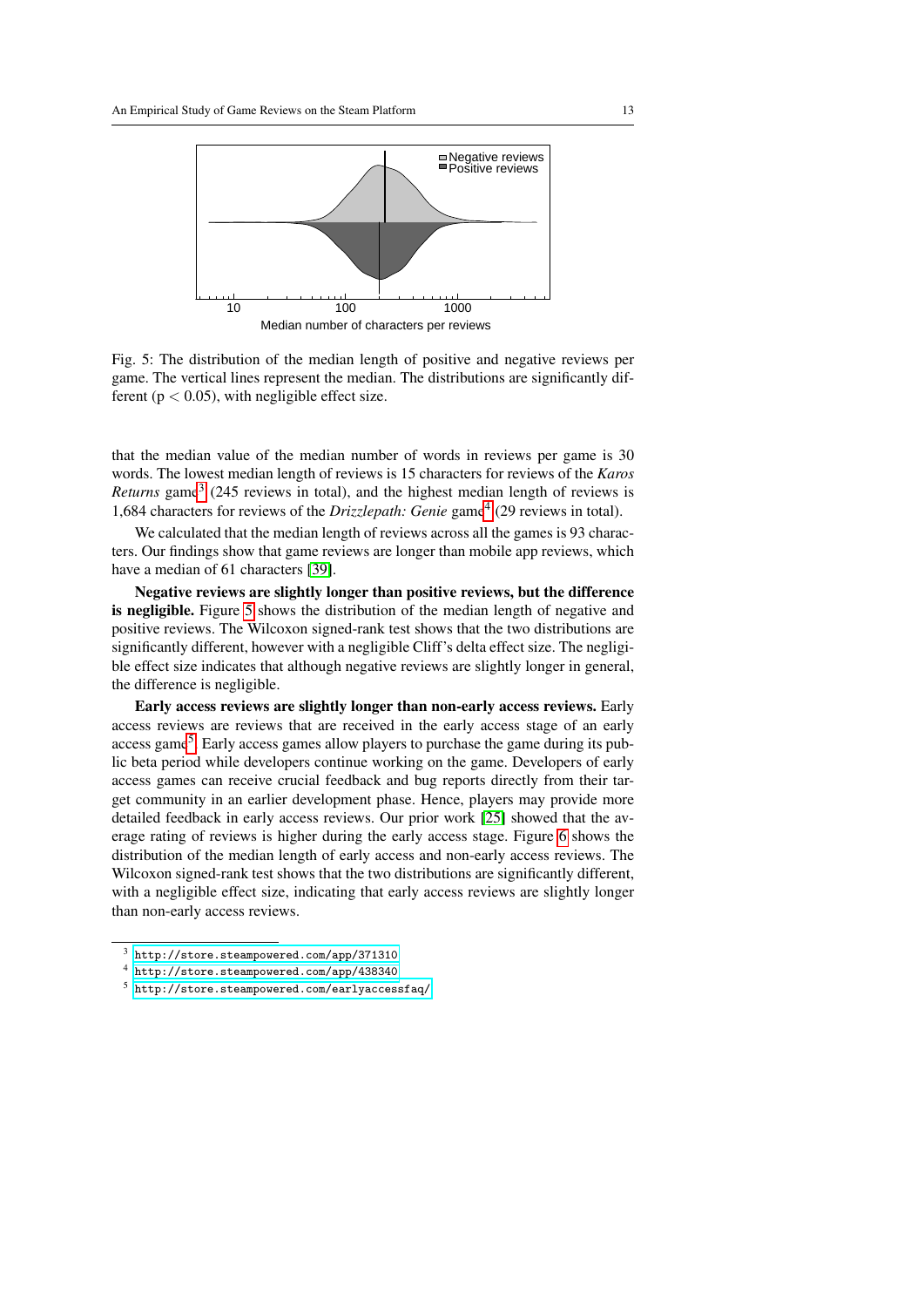Fig. 5: The distribution of the median length of positive and negative reviews per game. The vertical lines represent the median. The distributions are significantly different ($p < 0.05$), with negligible effect size.

that the median value of the median number of words in reviews per game is 30 words. The lowest median length of reviews is 15 characters for reviews of the *Karos Returns* game[3] (245 reviews in total), and the highest median length of reviews is 1,684 characters for reviews of the *Drizzlepath: Genie* game[4] (29 reviews in total).

We calculated that the median length of reviews across all the games is 93 characters. Our findings show that game reviews are longer than mobile app reviews, which have a median of 61 characters [39].

**Negative reviews are slightly longer than positive reviews, but the difference is negligible.** Figure 5 shows the distribution of the median length of negative and positive reviews. The Wilcoxon signed-rank test shows that the two distributions are significantly different, however with a negligible Cliff's delta effect size. The negligible effect size indicates that although negative reviews are slightly longer in general, the difference is negligible.

**Early access reviews are slightly longer than non-early access reviews.** Early access reviews are reviews that are received in the early access stage of an early access game[5]. Early access games allow players to purchase the game during its public beta period while developers continue working on the game. Developers of early access games can receive crucial feedback and bug reports directly from their target community in an earlier development phase. Hence, players may provide more detailed feedback in early access reviews. Our prior work [25] showed that the average rating of reviews is higher during the early access stage. Figure 6 shows the distribution of the median length of early access and non-early access reviews. The Wilcoxon signed-rank test shows that the two distributions are significantly different, with a negligible effect size, indicating that early access reviews are slightly longer than non-early access reviews.

---

[3] http://store.steampowered.com/app/371310

[4] http://store.steampowered.com/app/438340

[5] http://store.steampowered.com/earlyaccessfaq/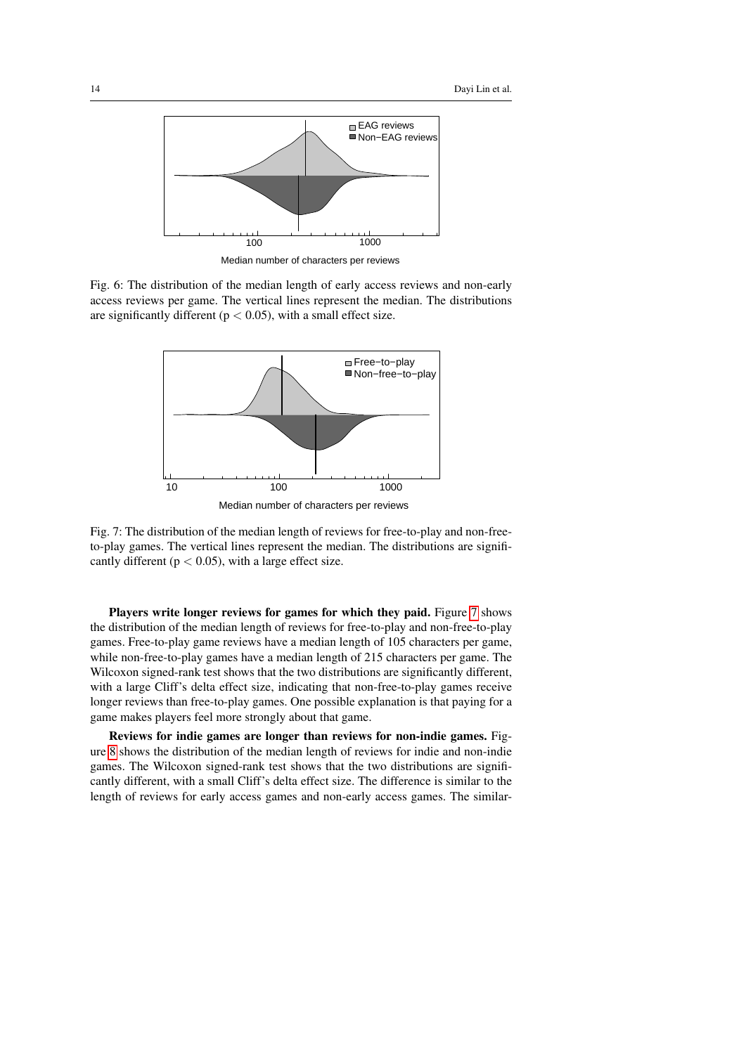Fig. 6: The distribution of the median length of early access reviews and non-early access reviews per game. The vertical lines represent the median. The distributions are significantly different ($p < 0.05$), with a small effect size.

Fig. 7: The distribution of the median length of reviews for free-to-play and non-free-to-play games. The vertical lines represent the median. The distributions are significantly different ($p < 0.05$), with a large effect size.

**Players write longer reviews for games for which they paid.** Figure 7 shows the distribution of the median length of reviews for free-to-play and non-free-to-play games. Free-to-play game reviews have a median length of 105 characters per game, while non-free-to-play games have a median length of 215 characters per game. The Wilcoxon signed-rank test shows that the two distributions are significantly different, with a large Cliff's delta effect size, indicating that non-free-to-play games receive longer reviews than free-to-play games. One possible explanation is that paying for a game makes players feel more strongly about that game.

**Reviews for indie games are longer than reviews for non-indie games.** Figure 8 shows the distribution of the median length of reviews for indie and non-indie games. The Wilcoxon signed-rank test shows that the two distributions are significantly different, with a small Cliff's delta effect size. The difference is similar to the length of reviews for early access games and non-early access games. The similar-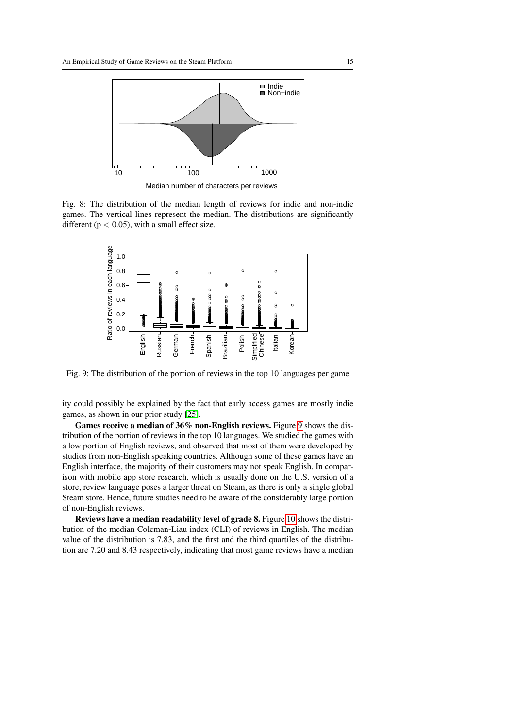Fig. 8: The distribution of the median length of reviews for indie and non-indie games. The vertical lines represent the median. The distributions are significantly different ($p < 0.05$), with a small effect size.

Fig. 9: The distribution of the portion of reviews in the top 10 languages per game

ity could possibly be explained by the fact that early access games are mostly indie games, as shown in our prior study [25].

**Games receive a median of 36% non-English reviews.** Figure 9 shows the distribution of the portion of reviews in the top 10 languages. We studied the games with a low portion of English reviews, and observed that most of them were developed by studios from non-English speaking countries. Although some of these games have an English interface, the majority of their customers may not speak English. In comparison with mobile app store research, which is usually done on the U.S. version of a store, review language poses a larger threat on Steam, as there is only a single global Steam store. Hence, future studies need to be aware of the considerably large portion of non-English reviews.

**Reviews have a median readability level of grade 8.** Figure 10 shows the distribution of the median Coleman-Liau index (CLI) of reviews in English. The median value of the distribution is 7.83, and the first and the third quartiles of the distribution are 7.20 and 8.43 respectively, indicating that most game reviews have a median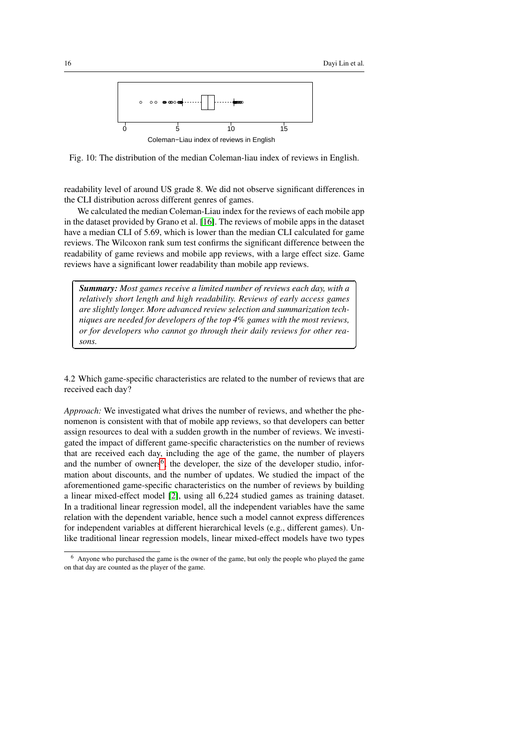Fig. 10: The distribution of the median Coleman-liau index of reviews in English.

readability level of around US grade 8. We did not observe significant differences in the CLI distribution across different genres of games.

We calculated the median Coleman-Liau index for the reviews of each mobile app in the dataset provided by Grano et al. [16]. The reviews of mobile apps in the dataset have a median CLI of 5.69, which is lower than the median CLI calculated for game reviews. The Wilcoxon rank sum test confirms the significant difference between the readability of game reviews and mobile app reviews, with a large effect size. Game reviews have a significant lower readability than mobile app reviews.

> ***Summary:*** *Most games receive a limited number of reviews each day, with a relatively short length and high readability. Reviews of early access games are slightly longer. More advanced review selection and summarization techniques are needed for developers of the top 4% games with the most reviews, or for developers who cannot go through their daily reviews for other reasons.*

### 4.2 Which game-specific characteristics are related to the number of reviews that are received each day?

*Approach:* We investigated what drives the number of reviews, and whether the phenomenon is consistent with that of mobile app reviews, so that developers can better assign resources to deal with a sudden growth in the number of reviews. We investigated the impact of different game-specific characteristics on the number of reviews that are received each day, including the age of the game, the number of players and the number of owners[6], the developer, the size of the developer studio, information about discounts, and the number of updates. We studied the impact of the aforementioned game-specific characteristics on the number of reviews by building a linear mixed-effect model [2], using all 6,224 studied games as training dataset. In a traditional linear regression model, all the independent variables have the same relation with the dependent variable, hence such a model cannot express differences for independent variables at different hierarchical levels (e.g., different games). Unlike traditional linear regression models, linear mixed-effect models have two types

[6] Anyone who purchased the game is the owner of the game, but only the people who played the game on that day are counted as the player of the game.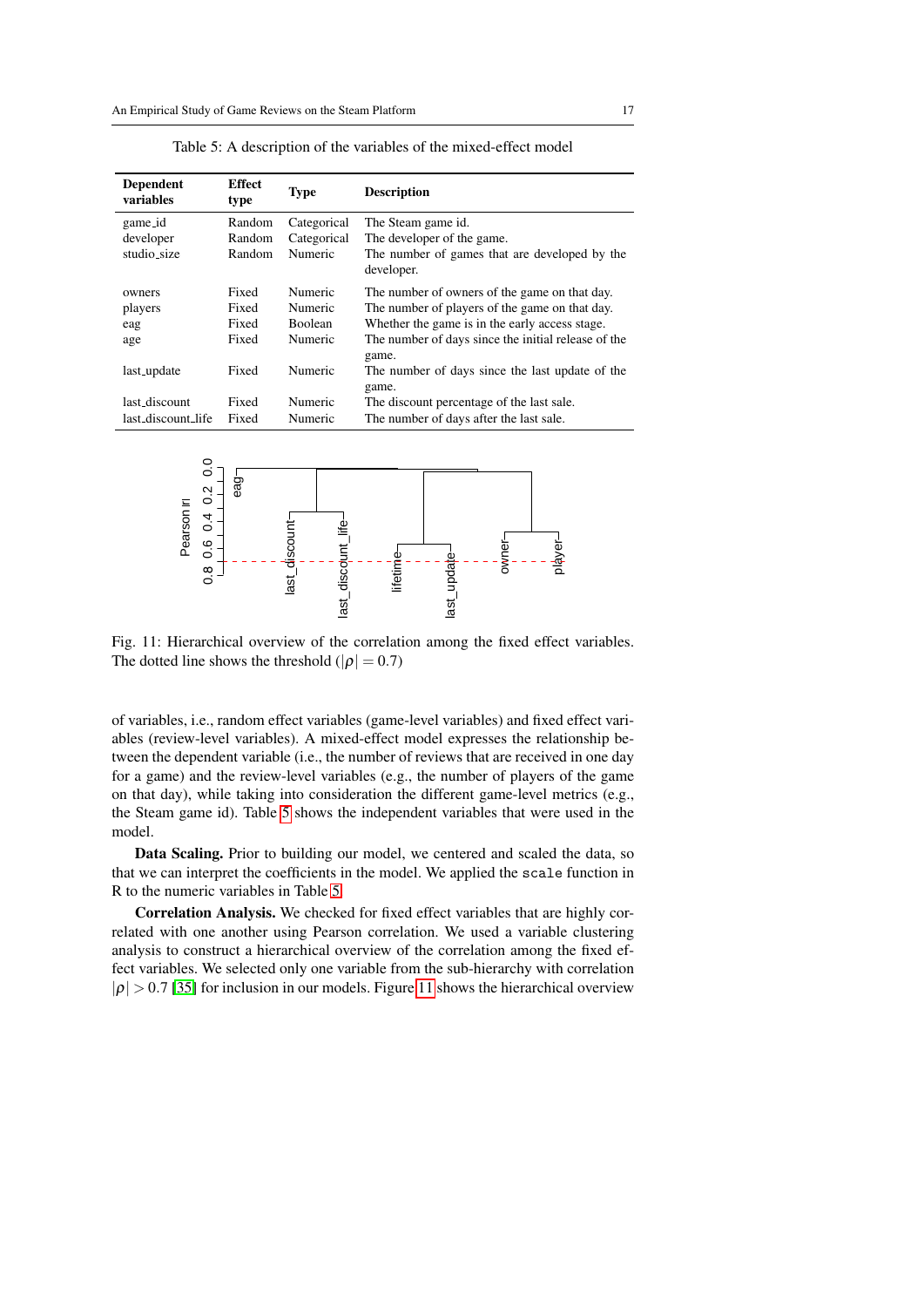Table 5: A description of the variables of the mixed-effect model

| Dependent variables | Effect type | Type | Description |
|---|---|---|---|
| game_id | Random | Categorical | The Steam game id. |
| developer | Random | Categorical | The developer of the game. |
| studio_size | Random | Numeric | The number of games that are developed by the developer. |
| owners | Fixed | Numeric | The number of owners of the game on that day. |
| players | Fixed | Numeric | The number of players of the game on that day. |
| eag | Fixed | Boolean | Whether the game is in the early access stage. |
| age | Fixed | Numeric | The number of days since the initial release of the game. |
| last_update | Fixed | Numeric | The number of days since the last update of the game. |
| last_discount | Fixed | Numeric | The discount percentage of the last sale. |
| last_discount_life | Fixed | Numeric | The number of days after the last sale. |

Fig. 11: Hierarchical overview of the correlation among the fixed effect variables. The dotted line shows the threshold ($|\rho| = 0.7$)

of variables, i.e., random effect variables (game-level variables) and fixed effect variables (review-level variables). A mixed-effect model expresses the relationship between the dependent variable (i.e., the number of reviews that are received in one day for a game) and the review-level variables (e.g., the number of players of the game on that day), while taking into consideration the different game-level metrics (e.g., the Steam game id). Table 5 shows the independent variables that were used in the model.

**Data Scaling.** Prior to building our model, we centered and scaled the data, so that we can interpret the coefficients in the model. We applied the `scale` function in R to the numeric variables in Table 5.

**Correlation Analysis.** We checked for fixed effect variables that are highly correlated with one another using Pearson correlation. We used a variable clustering analysis to construct a hierarchical overview of the correlation among the fixed effect variables. We selected only one variable from the sub-hierarchy with correlation $|\rho| > 0.7$ [35] for inclusion in our models. Figure 11 shows the hierarchical overview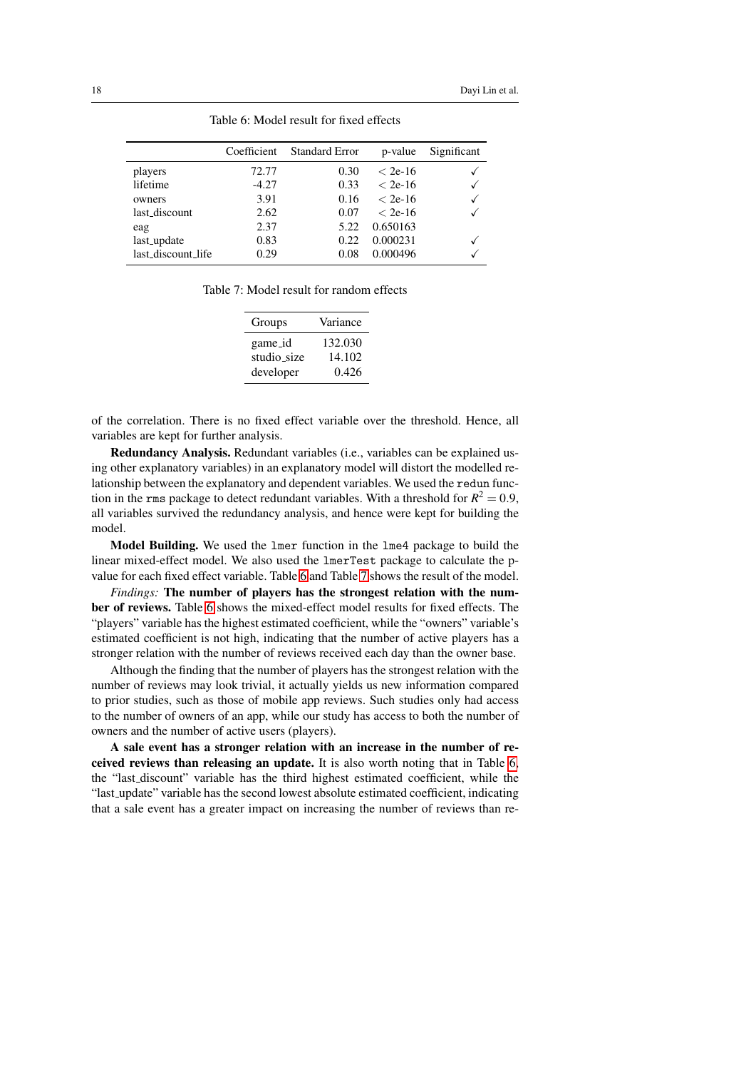Table 6: Model result for fixed effects

| | Coefficient | Standard Error | p-value | Significant |
|---|---|---|---|---|
| players | 72.77 | 0.30 | < 2e-16 | ✓ |
| lifetime | -4.27 | 0.33 | < 2e-16 | ✓ |
| owners | 3.91 | 0.16 | < 2e-16 | ✓ |
| last_discount | 2.62 | 0.07 | < 2e-16 | ✓ |
| eag | 2.37 | 5.22 | 0.650163 | |
| last_update | 0.83 | 0.22 | 0.000231 | ✓ |
| last_discount_life | 0.29 | 0.08 | 0.000496 | ✓ |

Table 7: Model result for random effects

| Groups | Variance |
|---|---|
| game_id | 132.030 |
| studio_size | 14.102 |
| developer | 0.426 |

of the correlation. There is no fixed effect variable over the threshold. Hence, all variables are kept for further analysis.

**Redundancy Analysis.** Redundant variables (i.e., variables can be explained using other explanatory variables) in an explanatory model will distort the modelled relationship between the explanatory and dependent variables. We used the `redun` function in the `rms` package to detect redundant variables. With a threshold for $R^2 = 0.9$, all variables survived the redundancy analysis, and hence were kept for building the model.

**Model Building.** We used the `lmer` function in the `lme4` package to build the linear mixed-effect model. We also used the `lmerTest` package to calculate the p-value for each fixed effect variable. Table 6 and Table 7 shows the result of the model.

*Findings:* **The number of players has the strongest relation with the number of reviews.** Table 6 shows the mixed-effect model results for fixed effects. The "players" variable has the highest estimated coefficient, while the "owners" variable's estimated coefficient is not high, indicating that the number of active players has a stronger relation with the number of reviews received each day than the owner base.

Although the finding that the number of players has the strongest relation with the number of reviews may look trivial, it actually yields us new information compared to prior studies, such as those of mobile app reviews. Such studies only had access to the number of owners of an app, while our study has access to both the number of owners and the number of active users (players).

**A sale event has a stronger relation with an increase in the number of received reviews than releasing an update.** It is also worth noting that in Table 6, the "last_discount" variable has the third highest estimated coefficient, while the "last_update" variable has the second lowest absolute estimated coefficient, indicating that a sale event has a greater impact on increasing the number of reviews than re-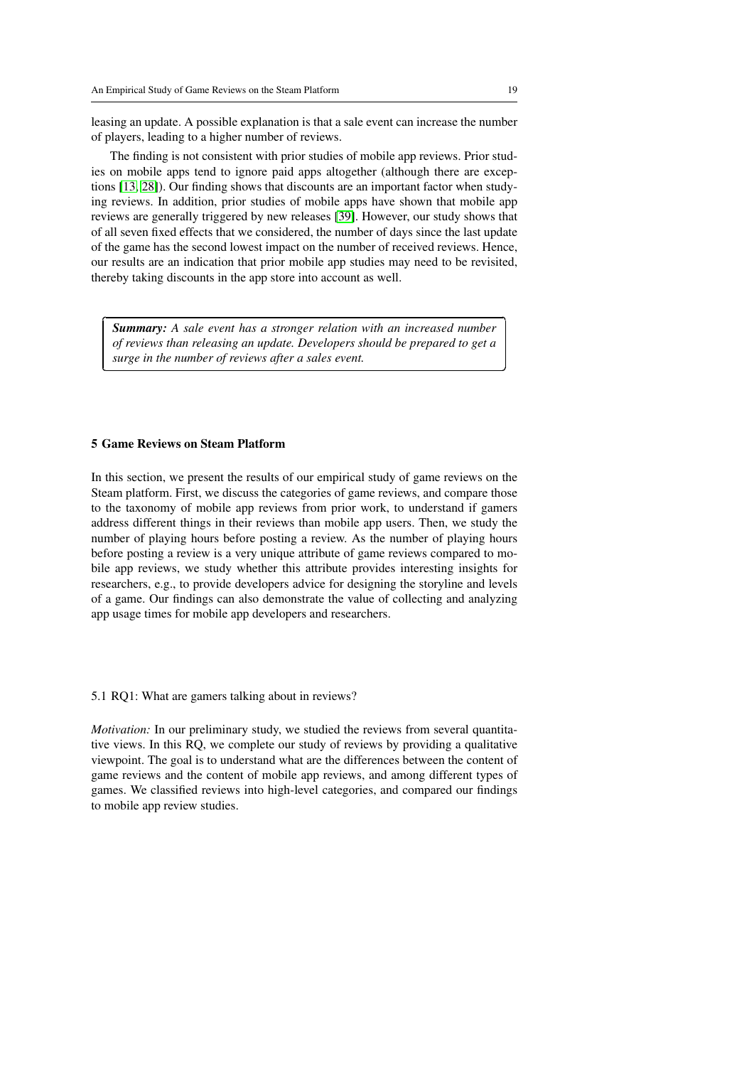leasing an update. A possible explanation is that a sale event can increase the number of players, leading to a higher number of reviews.

The finding is not consistent with prior studies of mobile app reviews. Prior studies on mobile apps tend to ignore paid apps altogether (although there are exceptions [13, 28]). Our finding shows that discounts are an important factor when studying reviews. In addition, prior studies of mobile apps have shown that mobile app reviews are generally triggered by new releases [39]. However, our study shows that of all seven fixed effects that we considered, the number of days since the last update of the game has the second lowest impact on the number of received reviews. Hence, our results are an indication that prior mobile app studies may need to be revisited, thereby taking discounts in the app store into account as well.

> ***Summary:*** *A sale event has a stronger relation with an increased number of reviews than releasing an update. Developers should be prepared to get a surge in the number of reviews after a sales event.*

## 5 Game Reviews on Steam Platform

In this section, we present the results of our empirical study of game reviews on the Steam platform. First, we discuss the categories of game reviews, and compare those to the taxonomy of mobile app reviews from prior work, to understand if gamers address different things in their reviews than mobile app users. Then, we study the number of playing hours before posting a review. As the number of playing hours before posting a review is a very unique attribute of game reviews compared to mobile app reviews, we study whether this attribute provides interesting insights for researchers, e.g., to provide developers advice for designing the storyline and levels of a game. Our findings can also demonstrate the value of collecting and analyzing app usage times for mobile app developers and researchers.

### 5.1 RQ1: What are gamers talking about in reviews?

*Motivation:* In our preliminary study, we studied the reviews from several quantitative views. In this RQ, we complete our study of reviews by providing a qualitative viewpoint. The goal is to understand what are the differences between the content of game reviews and the content of mobile app reviews, and among different types of games. We classified reviews into high-level categories, and compared our findings to mobile app review studies.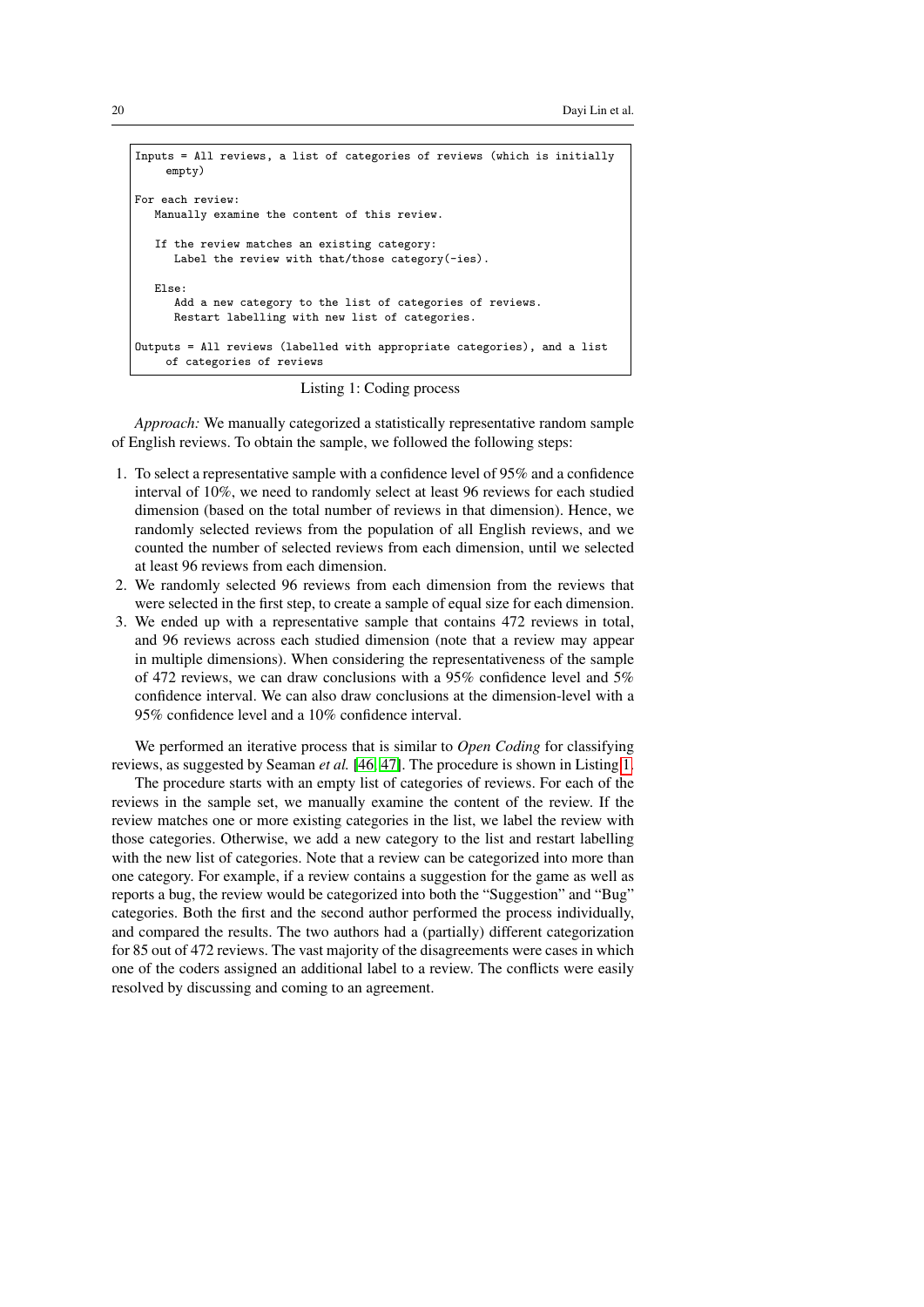```
Inputs = All reviews, a list of categories of reviews (which is initially
     empty)

For each review:
   Manually examine the content of this review.

   If the review matches an existing category:
      Label the review with that/those category(-ies).

   Else:
      Add a new category to the list of categories of reviews.
      Restart labelling with new list of categories.

Outputs = All reviews (labelled with appropriate categories), and a list
     of categories of reviews
```

Listing 1: Coding process

*Approach:* We manually categorized a statistically representative random sample of English reviews. To obtain the sample, we followed the following steps:

1. To select a representative sample with a confidence level of 95% and a confidence interval of 10%, we need to randomly select at least 96 reviews for each studied dimension (based on the total number of reviews in that dimension). Hence, we randomly selected reviews from the population of all English reviews, and we counted the number of selected reviews from each dimension, until we selected at least 96 reviews from each dimension.
2. We randomly selected 96 reviews from each dimension from the reviews that were selected in the first step, to create a sample of equal size for each dimension.
3. We ended up with a representative sample that contains 472 reviews in total, and 96 reviews across each studied dimension (note that a review may appear in multiple dimensions). When considering the representativeness of the sample of 472 reviews, we can draw conclusions with a 95% confidence level and 5% confidence interval. We can also draw conclusions at the dimension-level with a 95% confidence level and a 10% confidence interval.

We performed an iterative process that is similar to *Open Coding* for classifying reviews, as suggested by Seaman *et al.* [46, 47]. The procedure is shown in Listing 1.

The procedure starts with an empty list of categories of reviews. For each of the reviews in the sample set, we manually examine the content of the review. If the review matches one or more existing categories in the list, we label the review with those categories. Otherwise, we add a new category to the list and restart labelling with the new list of categories. Note that a review can be categorized into more than one category. For example, if a review contains a suggestion for the game as well as reports a bug, the review would be categorized into both the "Suggestion" and "Bug" categories. Both the first and the second author performed the process individually, and compared the results. The two authors had a (partially) different categorization for 85 out of 472 reviews. The vast majority of the disagreements were cases in which one of the coders assigned an additional label to a review. The conflicts were easily resolved by discussing and coming to an agreement.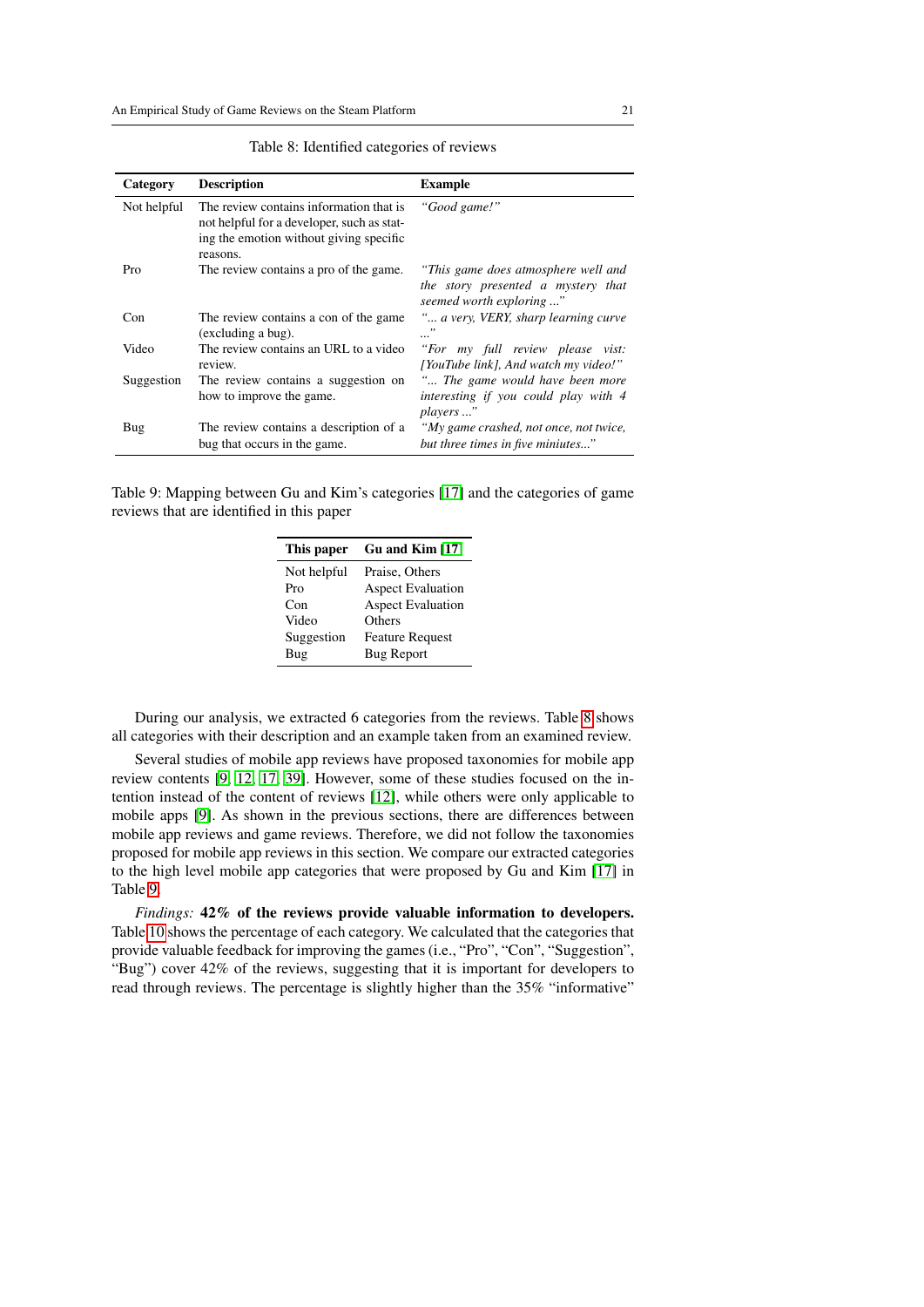Table 8: Identified categories of reviews

| Category | Description | Example |
|---|---|---|
| Not helpful | The review contains information that is not helpful for a developer, such as stating the emotion without giving specific reasons. | *"Good game!"* |
| Pro | The review contains a pro of the game. | *"This game does atmosphere well and the story presented a mystery that seemed worth exploring ..."* |
| Con | The review contains a con of the game (excluding a bug). | *"... a very, VERY, sharp learning curve ..."* |
| Video | The review contains an URL to a video review. | *"For my full review please vist: [YouTube link], And watch my video!"* |
| Suggestion | The review contains a suggestion on how to improve the game. | *"... The game would have been more interesting if you could play with 4 players ..."* |
| Bug | The review contains a description of a bug that occurs in the game. | *"My game crashed, not once, not twice, but three times in five miniutes..."* |

Table 9: Mapping between Gu and Kim's categories [17] and the categories of game reviews that are identified in this paper

| This paper | Gu and Kim [17] |
|---|---|
| Not helpful | Praise, Others |
| Pro | Aspect Evaluation |
| Con | Aspect Evaluation |
| Video | Others |
| Suggestion | Feature Request |
| Bug | Bug Report |

During our analysis, we extracted 6 categories from the reviews. Table 8 shows all categories with their description and an example taken from an examined review.

Several studies of mobile app reviews have proposed taxonomies for mobile app review contents [9, 12, 17, 39]. However, some of these studies focused on the intention instead of the content of reviews [12], while others were only applicable to mobile apps [9]. As shown in the previous sections, there are differences between mobile app reviews and game reviews. Therefore, we did not follow the taxonomies proposed for mobile app reviews in this section. We compare our extracted categories to the high level mobile app categories that were proposed by Gu and Kim [17] in Table 9.

*Findings:* **42% of the reviews provide valuable information to developers.** Table 10 shows the percentage of each category. We calculated that the categories that provide valuable feedback for improving the games (i.e., "Pro", "Con", "Suggestion", "Bug") cover 42% of the reviews, suggesting that it is important for developers to read through reviews. The percentage is slightly higher than the 35% "informative"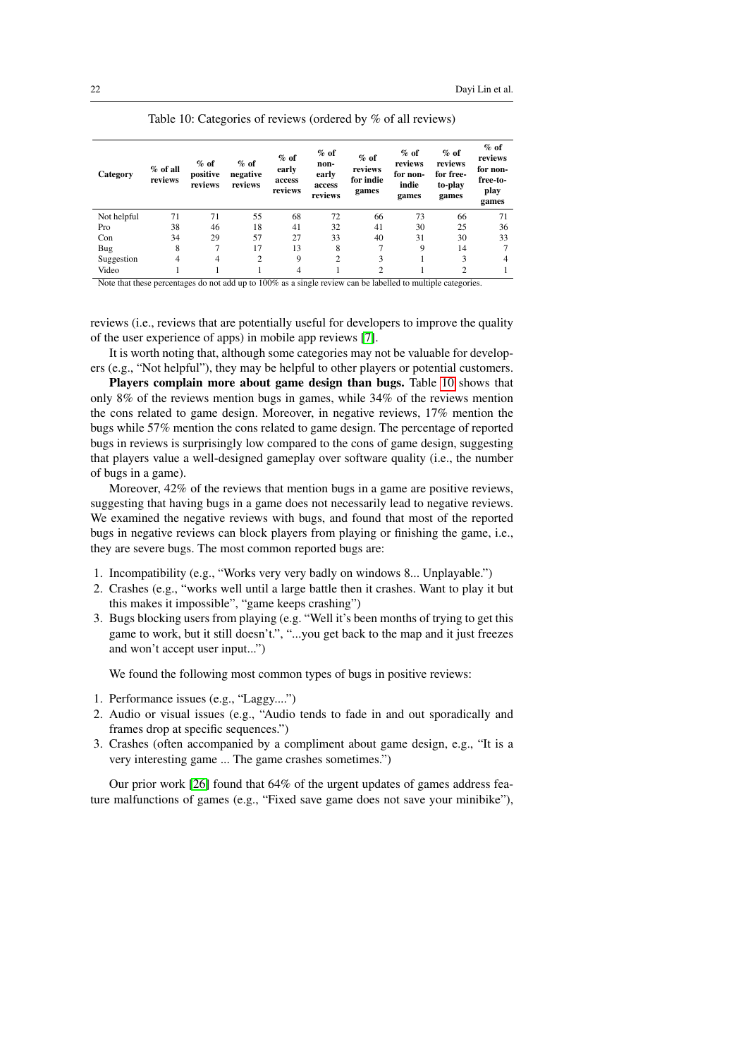Table 10: Categories of reviews (ordered by % of all reviews)

| Category | % of all reviews | % of positive reviews | % of negative reviews | % of early access reviews | % of non-early access reviews | % of reviews for indie games | % of reviews for non-indie games | % of reviews for free-to-play games | % of reviews for non-free-to-play games |
|---|---|---|---|---|---|---|---|---|---|
| Not helpful | 71 | 71 | 55 | 68 | 72 | 66 | 73 | 66 | 71 |
| Pro | 38 | 46 | 18 | 41 | 32 | 41 | 30 | 25 | 36 |
| Con | 34 | 29 | 57 | 27 | 33 | 40 | 31 | 30 | 33 |
| Bug | 8 | 7 | 17 | 13 | 8 | 7 | 9 | 14 | 7 |
| Suggestion | 4 | 4 | 2 | 9 | 2 | 3 | 1 | 3 | 4 |
| Video | 1 | 1 | 1 | 4 | 1 | 2 | 1 | 2 | 1 |

Note that these percentages do not add up to 100% as a single review can be labelled to multiple categories.

reviews (i.e., reviews that are potentially useful for developers to improve the quality of the user experience of apps) in mobile app reviews [7].

It is worth noting that, although some categories may not be valuable for developers (e.g., "Not helpful"), they may be helpful to other players or potential customers.

**Players complain more about game design than bugs.** Table 10 shows that only 8% of the reviews mention bugs in games, while 34% of the reviews mention the cons related to game design. Moreover, in negative reviews, 17% mention the bugs while 57% mention the cons related to game design. The percentage of reported bugs in reviews is surprisingly low compared to the cons of game design, suggesting that players value a well-designed gameplay over software quality (i.e., the number of bugs in a game).

Moreover, 42% of the reviews that mention bugs in a game are positive reviews, suggesting that having bugs in a game does not necessarily lead to negative reviews. We examined the negative reviews with bugs, and found that most of the reported bugs in negative reviews can block players from playing or finishing the game, i.e., they are severe bugs. The most common reported bugs are:

1. Incompatibility (e.g., "Works very very badly on windows 8... Unplayable.")
2. Crashes (e.g., "works well until a large battle then it crashes. Want to play it but this makes it impossible", "game keeps crashing")
3. Bugs blocking users from playing (e.g. "Well it's been months of trying to get this game to work, but it still doesn't.", "...you get back to the map and it just freezes and won't accept user input...")

We found the following most common types of bugs in positive reviews:

1. Performance issues (e.g., "Laggy....")
2. Audio or visual issues (e.g., "Audio tends to fade in and out sporadically and frames drop at specific sequences.")
3. Crashes (often accompanied by a compliment about game design, e.g., "It is a very interesting game ... The game crashes sometimes.")

Our prior work [26] found that 64% of the urgent updates of games address feature malfunctions of games (e.g., "Fixed save game does not save your minibike"),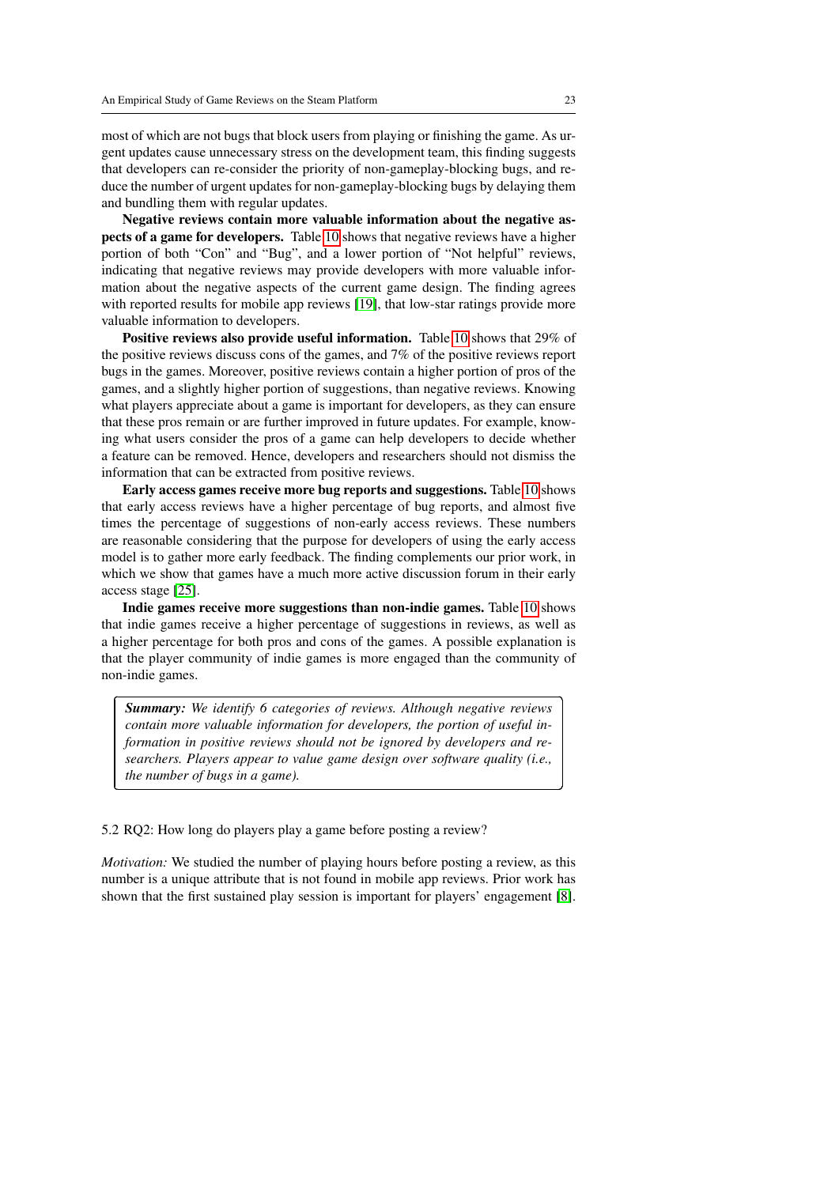most of which are not bugs that block users from playing or finishing the game. As urgent updates cause unnecessary stress on the development team, this finding suggests that developers can re-consider the priority of non-gameplay-blocking bugs, and reduce the number of urgent updates for non-gameplay-blocking bugs by delaying them and bundling them with regular updates.

**Negative reviews contain more valuable information about the negative aspects of a game for developers.** Table 10 shows that negative reviews have a higher portion of both "Con" and "Bug", and a lower portion of "Not helpful" reviews, indicating that negative reviews may provide developers with more valuable information about the negative aspects of the current game design. The finding agrees with reported results for mobile app reviews [19], that low-star ratings provide more valuable information to developers.

**Positive reviews also provide useful information.** Table 10 shows that 29% of the positive reviews discuss cons of the games, and 7% of the positive reviews report bugs in the games. Moreover, positive reviews contain a higher portion of pros of the games, and a slightly higher portion of suggestions, than negative reviews. Knowing what players appreciate about a game is important for developers, as they can ensure that these pros remain or are further improved in future updates. For example, knowing what users consider the pros of a game can help developers to decide whether a feature can be removed. Hence, developers and researchers should not dismiss the information that can be extracted from positive reviews.

**Early access games receive more bug reports and suggestions.** Table 10 shows that early access reviews have a higher percentage of bug reports, and almost five times the percentage of suggestions of non-early access reviews. These numbers are reasonable considering that the purpose for developers of using the early access model is to gather more early feedback. The finding complements our prior work, in which we show that games have a much more active discussion forum in their early access stage [25].

**Indie games receive more suggestions than non-indie games.** Table 10 shows that indie games receive a higher percentage of suggestions in reviews, as well as a higher percentage for both pros and cons of the games. A possible explanation is that the player community of indie games is more engaged than the community of non-indie games.

> ***Summary:*** *We identify 6 categories of reviews. Although negative reviews contain more valuable information for developers, the portion of useful information in positive reviews should not be ignored by developers and researchers. Players appear to value game design over software quality (i.e., the number of bugs in a game).*

### 5.2 RQ2: How long do players play a game before posting a review?

*Motivation:* We studied the number of playing hours before posting a review, as this number is a unique attribute that is not found in mobile app reviews. Prior work has shown that the first sustained play session is important for players' engagement [8].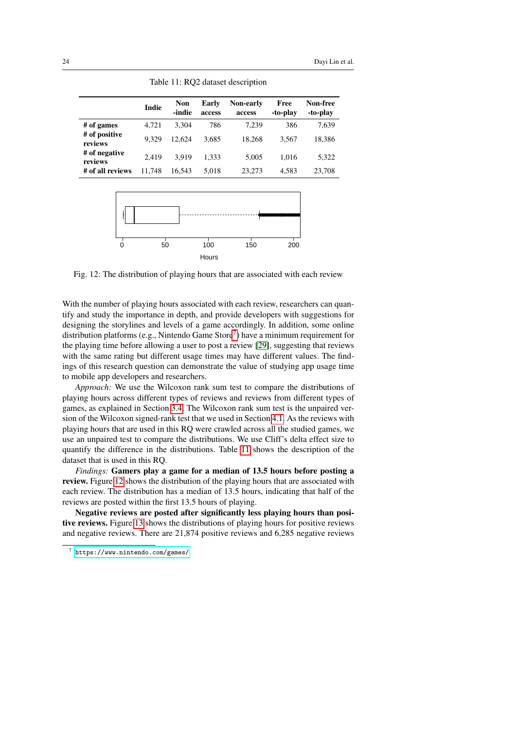Table 11: RQ2 dataset description

|  | Indie | Non -indie | Early access | Non-early access | Free -to-play | Non-free -to-play |
|---|---|---|---|---|---|---|
| **# of games** | 4,721 | 3,304 | 786 | 7,239 | 386 | 7,639 |
| **# of positive reviews** | 9,329 | 12,624 | 3,685 | 18,268 | 3,567 | 18,386 |
| **# of negative reviews** | 2,419 | 3,919 | 1,333 | 5,005 | 1,016 | 5,322 |
| **# of all reviews** | 11,748 | 16,543 | 5,018 | 23,273 | 4,583 | 23,708 |

Fig. 12: The distribution of playing hours that are associated with each review

With the number of playing hours associated with each review, researchers can quantify and study the importance in depth, and provide developers with suggestions for designing the storylines and levels of a game accordingly. In addition, some online distribution platforms (e.g., Nintendo Game Store[7]) have a minimum requirement for the playing time before allowing a user to post a review [29], suggesting that reviews with the same rating but different usage times may have different values. The findings of this research question can demonstrate the value of studying app usage time to mobile app developers and researchers.

*Approach:* We use the Wilcoxon rank sum test to compare the distributions of playing hours across different types of reviews and reviews from different types of games, as explained in Section 3.4. The Wilcoxon rank sum test is the unpaired version of the Wilcoxon signed-rank test that we used in Section 4.1. As the reviews with playing hours that are used in this RQ were crawled across all the studied games, we use an unpaired test to compare the distributions. We use Cliff's delta effect size to quantify the difference in the distributions. Table 11 shows the description of the dataset that is used in this RQ.

*Findings:* **Gamers play a game for a median of 13.5 hours before posting a review.** Figure 12 shows the distribution of the playing hours that are associated with each review. The distribution has a median of 13.5 hours, indicating that half of the reviews are posted within the first 13.5 hours of playing.

**Negative reviews are posted after significantly less playing hours than positive reviews.** Figure 13 shows the distributions of playing hours for positive reviews and negative reviews. There are 21,874 positive reviews and 6,285 negative reviews

[7] https://www.nintendo.com/games/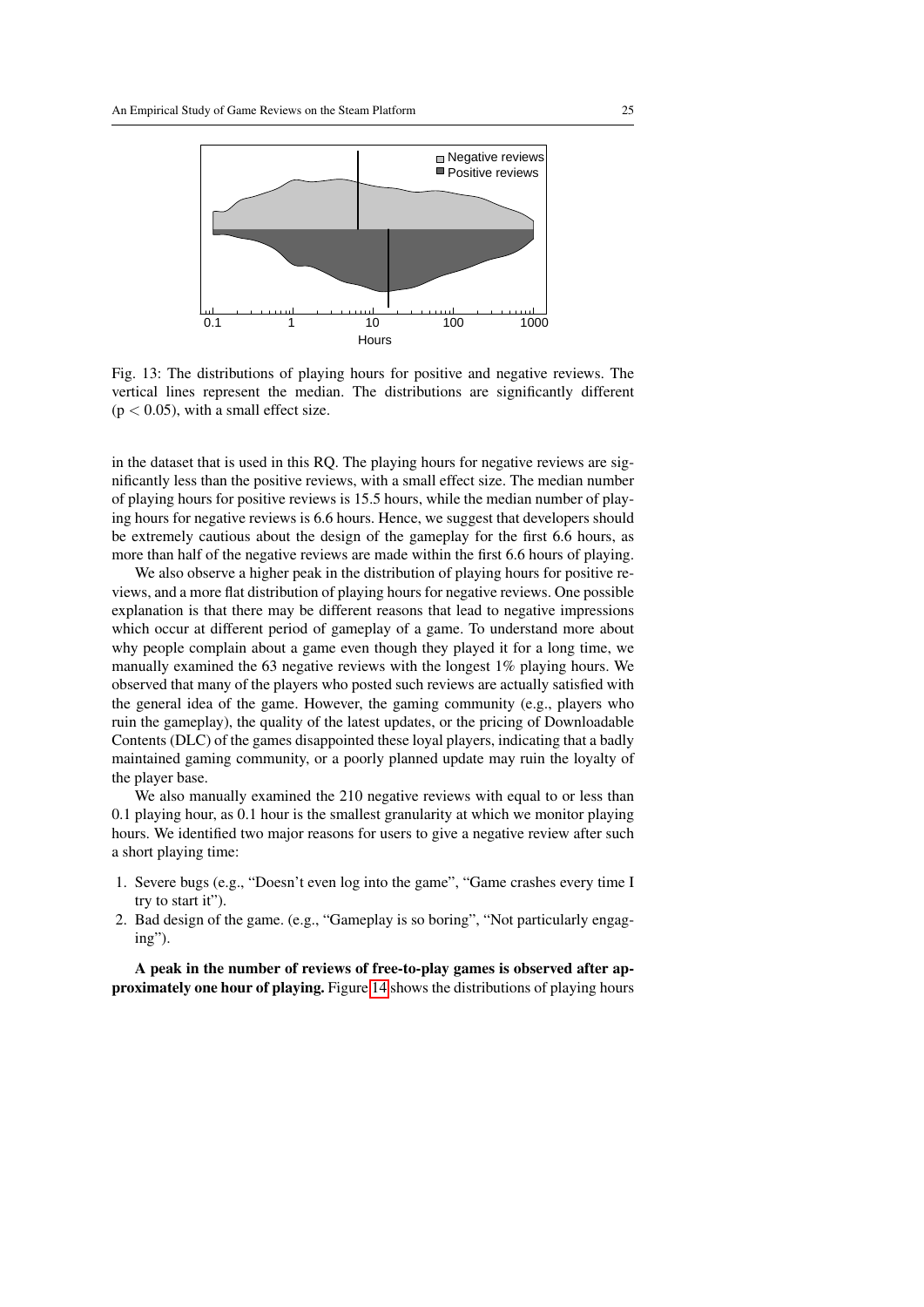Fig. 13: The distributions of playing hours for positive and negative reviews. The vertical lines represent the median. The distributions are significantly different ($p < 0.05$), with a small effect size.

in the dataset that is used in this RQ. The playing hours for negative reviews are significantly less than the positive reviews, with a small effect size. The median number of playing hours for positive reviews is 15.5 hours, while the median number of playing hours for negative reviews is 6.6 hours. Hence, we suggest that developers should be extremely cautious about the design of the gameplay for the first 6.6 hours, as more than half of the negative reviews are made within the first 6.6 hours of playing.

We also observe a higher peak in the distribution of playing hours for positive reviews, and a more flat distribution of playing hours for negative reviews. One possible explanation is that there may be different reasons that lead to negative impressions which occur at different period of gameplay of a game. To understand more about why people complain about a game even though they played it for a long time, we manually examined the 63 negative reviews with the longest 1% playing hours. We observed that many of the players who posted such reviews are actually satisfied with the general idea of the game. However, the gaming community (e.g., players who ruin the gameplay), the quality of the latest updates, or the pricing of Downloadable Contents (DLC) of the games disappointed these loyal players, indicating that a badly maintained gaming community, or a poorly planned update may ruin the loyalty of the player base.

We also manually examined the 210 negative reviews with equal to or less than 0.1 playing hour, as 0.1 hour is the smallest granularity at which we monitor playing hours. We identified two major reasons for users to give a negative review after such a short playing time:

1. Severe bugs (e.g., "Doesn't even log into the game", "Game crashes every time I try to start it").
2. Bad design of the game. (e.g., "Gameplay is so boring", "Not particularly engaging").

**A peak in the number of reviews of free-to-play games is observed after approximately one hour of playing.** Figure 14 shows the distributions of playing hours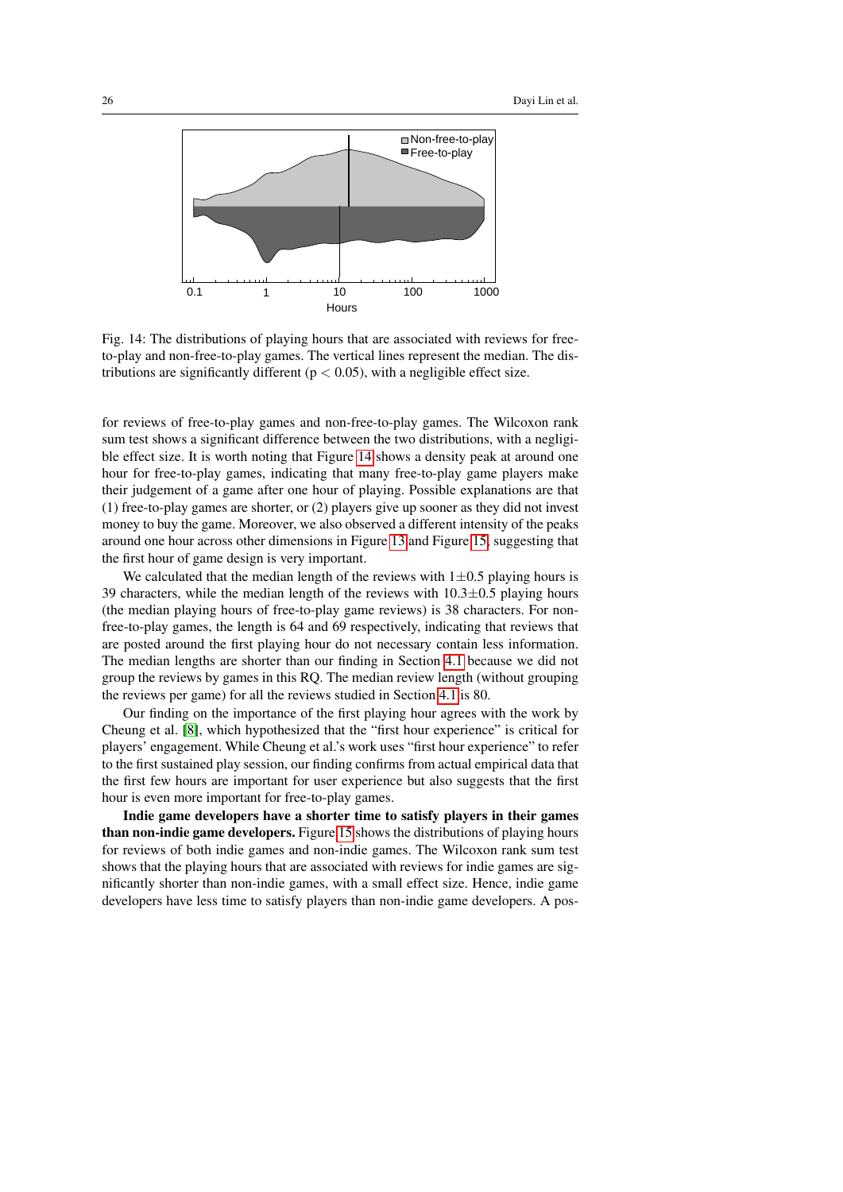Fig. 14: The distributions of playing hours that are associated with reviews for free-to-play and non-free-to-play games. The vertical lines represent the median. The distributions are significantly different ($p < 0.05$), with a negligible effect size.

for reviews of free-to-play games and non-free-to-play games. The Wilcoxon rank sum test shows a significant difference between the two distributions, with a negligible effect size. It is worth noting that Figure 14 shows a density peak at around one hour for free-to-play games, indicating that many free-to-play game players make their judgement of a game after one hour of playing. Possible explanations are that (1) free-to-play games are shorter, or (2) players give up sooner as they did not invest money to buy the game. Moreover, we also observed a different intensity of the peaks around one hour across other dimensions in Figure 13 and Figure 15, suggesting that the first hour of game design is very important.

We calculated that the median length of the reviews with $1\pm0.5$ playing hours is 39 characters, while the median length of the reviews with $10.3\pm0.5$ playing hours (the median playing hours of free-to-play game reviews) is 38 characters. For non-free-to-play games, the length is 64 and 69 respectively, indicating that reviews that are posted around the first playing hour do not necessary contain less information. The median lengths are shorter than our finding in Section 4.1 because we did not group the reviews by games in this RQ. The median review length (without grouping the reviews per game) for all the reviews studied in Section 4.1 is 80.

Our finding on the importance of the first playing hour agrees with the work by Cheung et al. [8], which hypothesized that the "first hour experience" is critical for players' engagement. While Cheung et al.'s work uses "first hour experience" to refer to the first sustained play session, our finding confirms from actual empirical data that the first few hours are important for user experience but also suggests that the first hour is even more important for free-to-play games.

**Indie game developers have a shorter time to satisfy players in their games than non-indie game developers.** Figure 15 shows the distributions of playing hours for reviews of both indie games and non-indie games. The Wilcoxon rank sum test shows that the playing hours that are associated with reviews for indie games are significantly shorter than non-indie games, with a small effect size. Hence, indie game developers have less time to satisfy players than non-indie game developers. A pos-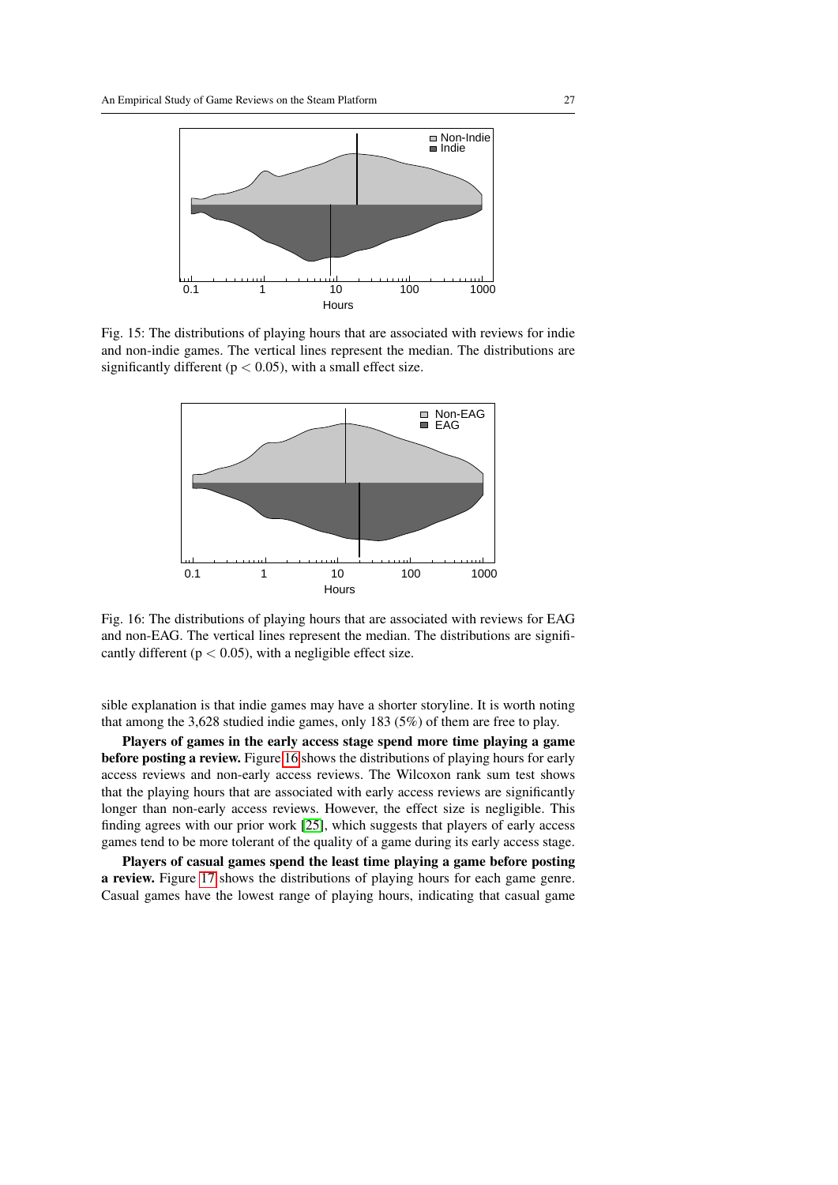Fig. 15: The distributions of playing hours that are associated with reviews for indie and non-indie games. The vertical lines represent the median. The distributions are significantly different ($p < 0.05$), with a small effect size.

Fig. 16: The distributions of playing hours that are associated with reviews for EAG and non-EAG. The vertical lines represent the median. The distributions are significantly different ($p < 0.05$), with a negligible effect size.

sible explanation is that indie games may have a shorter storyline. It is worth noting that among the 3,628 studied indie games, only 183 (5%) of them are free to play.

**Players of games in the early access stage spend more time playing a game before posting a review.** Figure 16 shows the distributions of playing hours for early access reviews and non-early access reviews. The Wilcoxon rank sum test shows that the playing hours that are associated with early access reviews are significantly longer than non-early access reviews. However, the effect size is negligible. This finding agrees with our prior work [25], which suggests that players of early access games tend to be more tolerant of the quality of a game during its early access stage.

**Players of casual games spend the least time playing a game before posting a review.** Figure 17 shows the distributions of playing hours for each game genre. Casual games have the lowest range of playing hours, indicating that casual game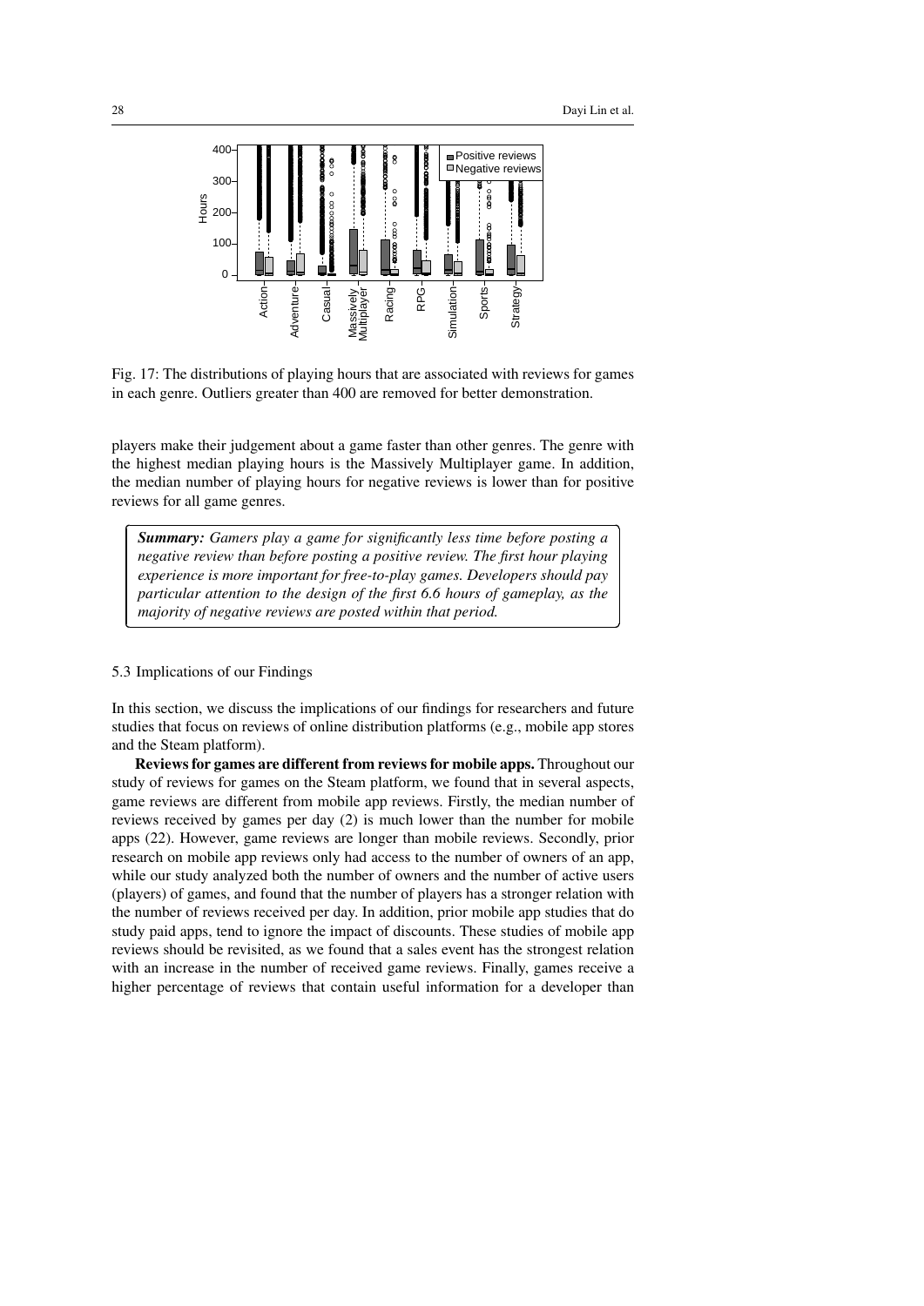Fig. 17: The distributions of playing hours that are associated with reviews for games in each genre. Outliers greater than 400 are removed for better demonstration.

players make their judgement about a game faster than other genres. The genre with the highest median playing hours is the Massively Multiplayer game. In addition, the median number of playing hours for negative reviews is lower than for positive reviews for all game genres.

> ***Summary:*** *Gamers play a game for significantly less time before posting a negative review than before posting a positive review. The first hour playing experience is more important for free-to-play games. Developers should pay particular attention to the design of the first 6.6 hours of gameplay, as the majority of negative reviews are posted within that period.*

### 5.3 Implications of our Findings

In this section, we discuss the implications of our findings for researchers and future studies that focus on reviews of online distribution platforms (e.g., mobile app stores and the Steam platform).

**Reviews for games are different from reviews for mobile apps.** Throughout our study of reviews for games on the Steam platform, we found that in several aspects, game reviews are different from mobile app reviews. Firstly, the median number of reviews received by games per day (2) is much lower than the number for mobile apps (22). However, game reviews are longer than mobile reviews. Secondly, prior research on mobile app reviews only had access to the number of owners of an app, while our study analyzed both the number of owners and the number of active users (players) of games, and found that the number of players has a stronger relation with the number of reviews received per day. In addition, prior mobile app studies that do study paid apps, tend to ignore the impact of discounts. These studies of mobile app reviews should be revisited, as we found that a sales event has the strongest relation with an increase in the number of received game reviews. Finally, games receive a higher percentage of reviews that contain useful information for a developer than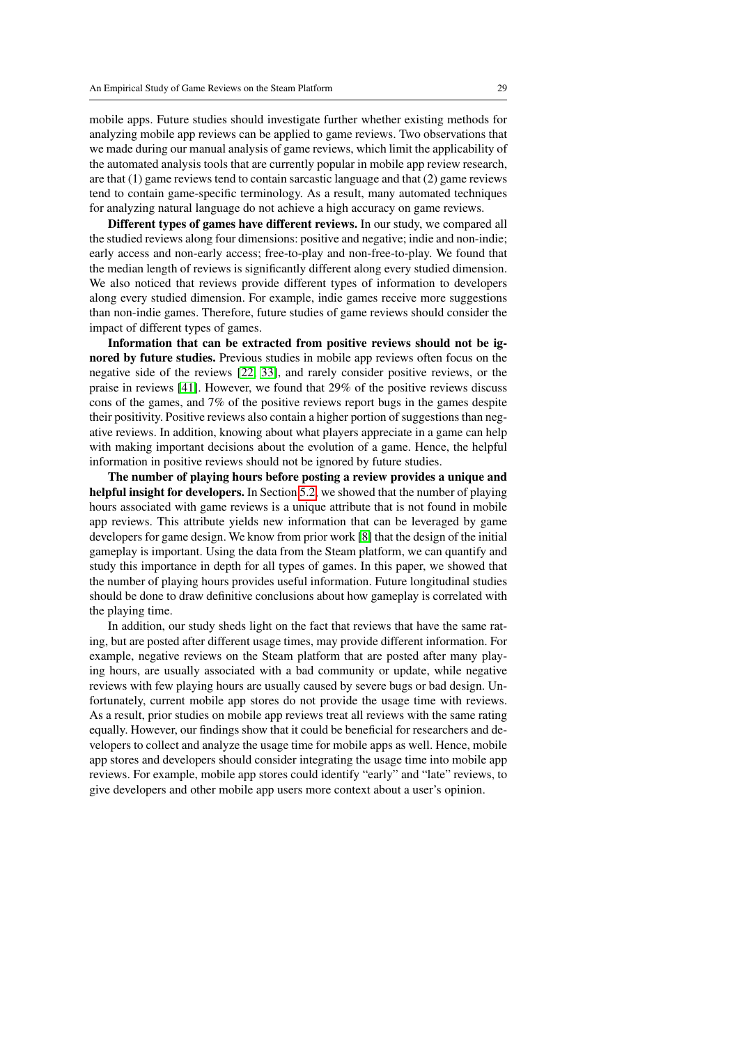mobile apps. Future studies should investigate further whether existing methods for analyzing mobile app reviews can be applied to game reviews. Two observations that we made during our manual analysis of game reviews, which limit the applicability of the automated analysis tools that are currently popular in mobile app review research, are that (1) game reviews tend to contain sarcastic language and that (2) game reviews tend to contain game-specific terminology. As a result, many automated techniques for analyzing natural language do not achieve a high accuracy on game reviews.

**Different types of games have different reviews.** In our study, we compared all the studied reviews along four dimensions: positive and negative; indie and non-indie; early access and non-early access; free-to-play and non-free-to-play. We found that the median length of reviews is significantly different along every studied dimension. We also noticed that reviews provide different types of information to developers along every studied dimension. For example, indie games receive more suggestions than non-indie games. Therefore, future studies of game reviews should consider the impact of different types of games.

**Information that can be extracted from positive reviews should not be ignored by future studies.** Previous studies in mobile app reviews often focus on the negative side of the reviews [22, 33], and rarely consider positive reviews, or the praise in reviews [41]. However, we found that 29% of the positive reviews discuss cons of the games, and 7% of the positive reviews report bugs in the games despite their positivity. Positive reviews also contain a higher portion of suggestions than negative reviews. In addition, knowing about what players appreciate in a game can help with making important decisions about the evolution of a game. Hence, the helpful information in positive reviews should not be ignored by future studies.

**The number of playing hours before posting a review provides a unique and helpful insight for developers.** In Section 5.2, we showed that the number of playing hours associated with game reviews is a unique attribute that is not found in mobile app reviews. This attribute yields new information that can be leveraged by game developers for game design. We know from prior work [8] that the design of the initial gameplay is important. Using the data from the Steam platform, we can quantify and study this importance in depth for all types of games. In this paper, we showed that the number of playing hours provides useful information. Future longitudinal studies should be done to draw definitive conclusions about how gameplay is correlated with the playing time.

In addition, our study sheds light on the fact that reviews that have the same rating, but are posted after different usage times, may provide different information. For example, negative reviews on the Steam platform that are posted after many playing hours, are usually associated with a bad community or update, while negative reviews with few playing hours are usually caused by severe bugs or bad design. Unfortunately, current mobile app stores do not provide the usage time with reviews. As a result, prior studies on mobile app reviews treat all reviews with the same rating equally. However, our findings show that it could be beneficial for researchers and developers to collect and analyze the usage time for mobile apps as well. Hence, mobile app stores and developers should consider integrating the usage time into mobile app reviews. For example, mobile app stores could identify "early" and "late" reviews, to give developers and other mobile app users more context about a user's opinion.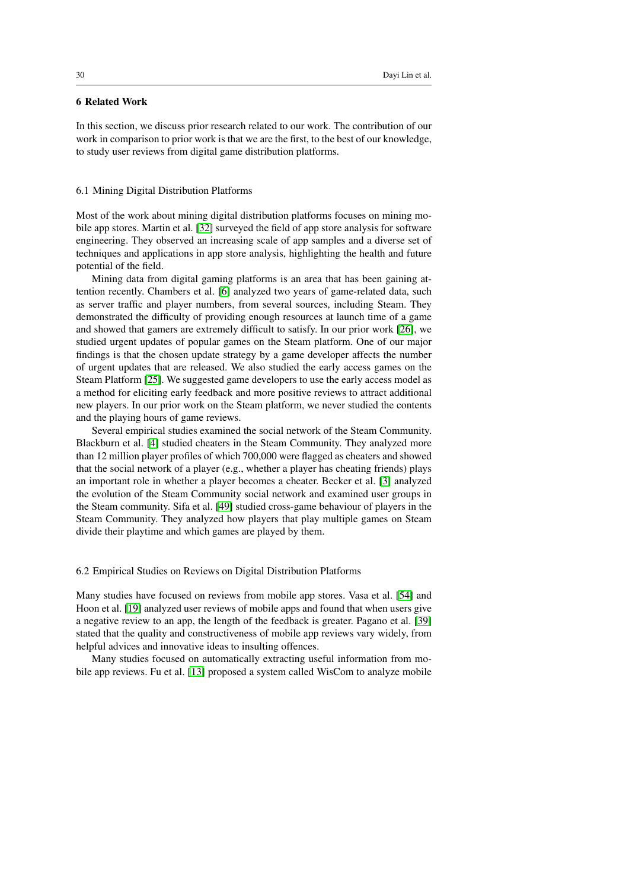## 6 Related Work

In this section, we discuss prior research related to our work. The contribution of our work in comparison to prior work is that we are the first, to the best of our knowledge, to study user reviews from digital game distribution platforms.

### 6.1 Mining Digital Distribution Platforms

Most of the work about mining digital distribution platforms focuses on mining mobile app stores. Martin et al. [32] surveyed the field of app store analysis for software engineering. They observed an increasing scale of app samples and a diverse set of techniques and applications in app store analysis, highlighting the health and future potential of the field.

Mining data from digital gaming platforms is an area that has been gaining attention recently. Chambers et al. [6] analyzed two years of game-related data, such as server traffic and player numbers, from several sources, including Steam. They demonstrated the difficulty of providing enough resources at launch time of a game and showed that gamers are extremely difficult to satisfy. In our prior work [26], we studied urgent updates of popular games on the Steam platform. One of our major findings is that the chosen update strategy by a game developer affects the number of urgent updates that are released. We also studied the early access games on the Steam Platform [25]. We suggested game developers to use the early access model as a method for eliciting early feedback and more positive reviews to attract additional new players. In our prior work on the Steam platform, we never studied the contents and the playing hours of game reviews.

Several empirical studies examined the social network of the Steam Community. Blackburn et al. [4] studied cheaters in the Steam Community. They analyzed more than 12 million player profiles of which 700,000 were flagged as cheaters and showed that the social network of a player (e.g., whether a player has cheating friends) plays an important role in whether a player becomes a cheater. Becker et al. [3] analyzed the evolution of the Steam Community social network and examined user groups in the Steam community. Sifa et al. [49] studied cross-game behaviour of players in the Steam Community. They analyzed how players that play multiple games on Steam divide their playtime and which games are played by them.

### 6.2 Empirical Studies on Reviews on Digital Distribution Platforms

Many studies have focused on reviews from mobile app stores. Vasa et al. [54] and Hoon et al. [19] analyzed user reviews of mobile apps and found that when users give a negative review to an app, the length of the feedback is greater. Pagano et al. [39] stated that the quality and constructiveness of mobile app reviews vary widely, from helpful advices and innovative ideas to insulting offences.

Many studies focused on automatically extracting useful information from mobile app reviews. Fu et al. [13] proposed a system called WisCom to analyze mobile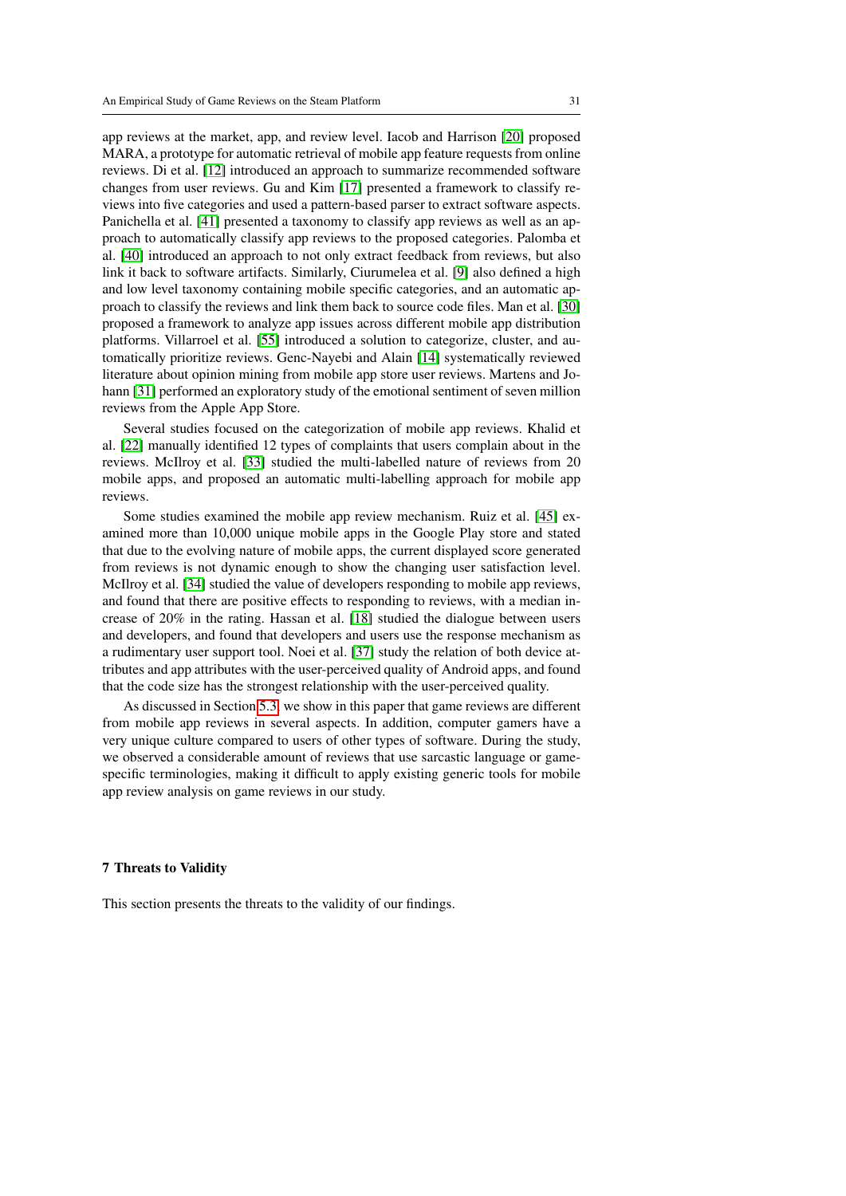app reviews at the market, app, and review level. Iacob and Harrison [20] proposed MARA, a prototype for automatic retrieval of mobile app feature requests from online reviews. Di et al. [12] introduced an approach to summarize recommended software changes from user reviews. Gu and Kim [17] presented a framework to classify reviews into five categories and used a pattern-based parser to extract software aspects. Panichella et al. [41] presented a taxonomy to classify app reviews as well as an approach to automatically classify app reviews to the proposed categories. Palomba et al. [40] introduced an approach to not only extract feedback from reviews, but also link it back to software artifacts. Similarly, Ciurumelea et al. [9] also defined a high and low level taxonomy containing mobile specific categories, and an automatic approach to classify the reviews and link them back to source code files. Man et al. [30] proposed a framework to analyze app issues across different mobile app distribution platforms. Villarroel et al. [55] introduced a solution to categorize, cluster, and automatically prioritize reviews. Genc-Nayebi and Alain [14] systematically reviewed literature about opinion mining from mobile app store user reviews. Martens and Johann [31] performed an exploratory study of the emotional sentiment of seven million reviews from the Apple App Store.

Several studies focused on the categorization of mobile app reviews. Khalid et al. [22] manually identified 12 types of complaints that users complain about in the reviews. McIlroy et al. [33] studied the multi-labelled nature of reviews from 20 mobile apps, and proposed an automatic multi-labelling approach for mobile app reviews.

Some studies examined the mobile app review mechanism. Ruiz et al. [45] examined more than 10,000 unique mobile apps in the Google Play store and stated that due to the evolving nature of mobile apps, the current displayed score generated from reviews is not dynamic enough to show the changing user satisfaction level. McIlroy et al. [34] studied the value of developers responding to mobile app reviews, and found that there are positive effects to responding to reviews, with a median increase of 20% in the rating. Hassan et al. [18] studied the dialogue between users and developers, and found that developers and users use the response mechanism as a rudimentary user support tool. Noei et al. [37] study the relation of both device attributes and app attributes with the user-perceived quality of Android apps, and found that the code size has the strongest relationship with the user-perceived quality.

As discussed in Section 5.3, we show in this paper that game reviews are different from mobile app reviews in several aspects. In addition, computer gamers have a very unique culture compared to users of other types of software. During the study, we observed a considerable amount of reviews that use sarcastic language or game-specific terminologies, making it difficult to apply existing generic tools for mobile app review analysis on game reviews in our study.

## 7 Threats to Validity

This section presents the threats to the validity of our findings.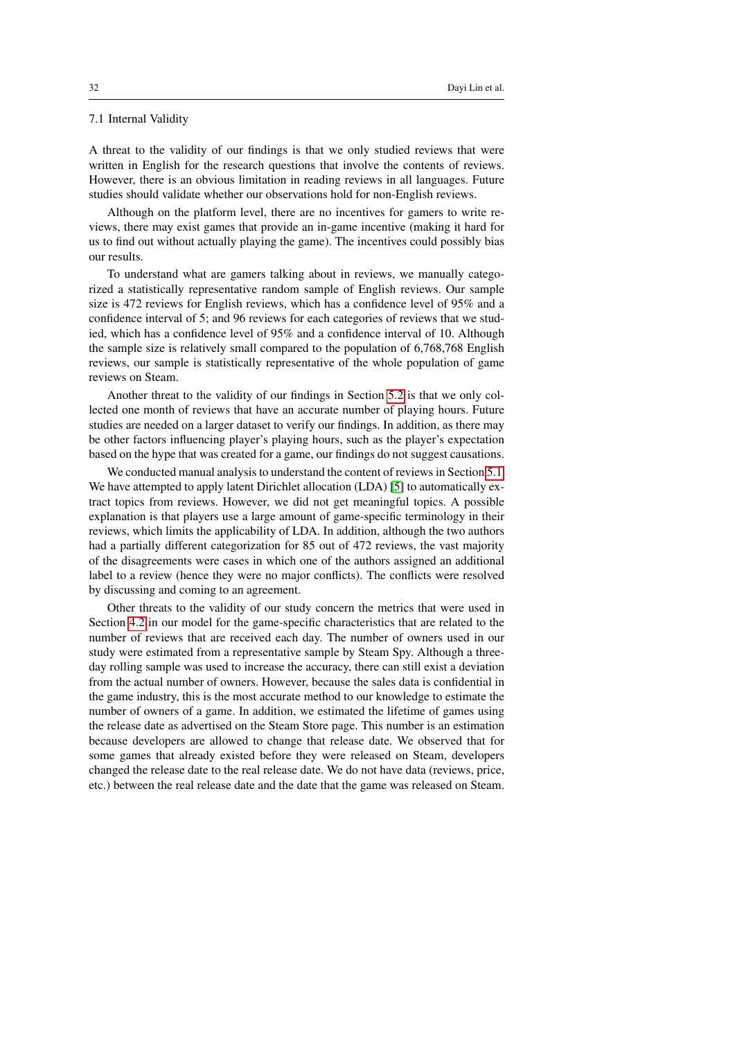### 7.1 Internal Validity

A threat to the validity of our findings is that we only studied reviews that were written in English for the research questions that involve the contents of reviews. However, there is an obvious limitation in reading reviews in all languages. Future studies should validate whether our observations hold for non-English reviews.

Although on the platform level, there are no incentives for gamers to write reviews, there may exist games that provide an in-game incentive (making it hard for us to find out without actually playing the game). The incentives could possibly bias our results.

To understand what are gamers talking about in reviews, we manually categorized a statistically representative random sample of English reviews. Our sample size is 472 reviews for English reviews, which has a confidence level of 95% and a confidence interval of 5; and 96 reviews for each categories of reviews that we studied, which has a confidence level of 95% and a confidence interval of 10. Although the sample size is relatively small compared to the population of 6,768,768 English reviews, our sample is statistically representative of the whole population of game reviews on Steam.

Another threat to the validity of our findings in Section 5.2 is that we only collected one month of reviews that have an accurate number of playing hours. Future studies are needed on a larger dataset to verify our findings. In addition, as there may be other factors influencing player's playing hours, such as the player's expectation based on the hype that was created for a game, our findings do not suggest causations.

We conducted manual analysis to understand the content of reviews in Section 5.1. We have attempted to apply latent Dirichlet allocation (LDA) [5] to automatically extract topics from reviews. However, we did not get meaningful topics. A possible explanation is that players use a large amount of game-specific terminology in their reviews, which limits the applicability of LDA. In addition, although the two authors had a partially different categorization for 85 out of 472 reviews, the vast majority of the disagreements were cases in which one of the authors assigned an additional label to a review (hence they were no major conflicts). The conflicts were resolved by discussing and coming to an agreement.

Other threats to the validity of our study concern the metrics that were used in Section 4.2 in our model for the game-specific characteristics that are related to the number of reviews that are received each day. The number of owners used in our study were estimated from a representative sample by Steam Spy. Although a three-day rolling sample was used to increase the accuracy, there can still exist a deviation from the actual number of owners. However, because the sales data is confidential in the game industry, this is the most accurate method to our knowledge to estimate the number of owners of a game. In addition, we estimated the lifetime of games using the release date as advertised on the Steam Store page. This number is an estimation because developers are allowed to change that release date. We observed that for some games that already existed before they were released on Steam, developers changed the release date to the real release date. We do not have data (reviews, price, etc.) between the real release date and the date that the game was released on Steam.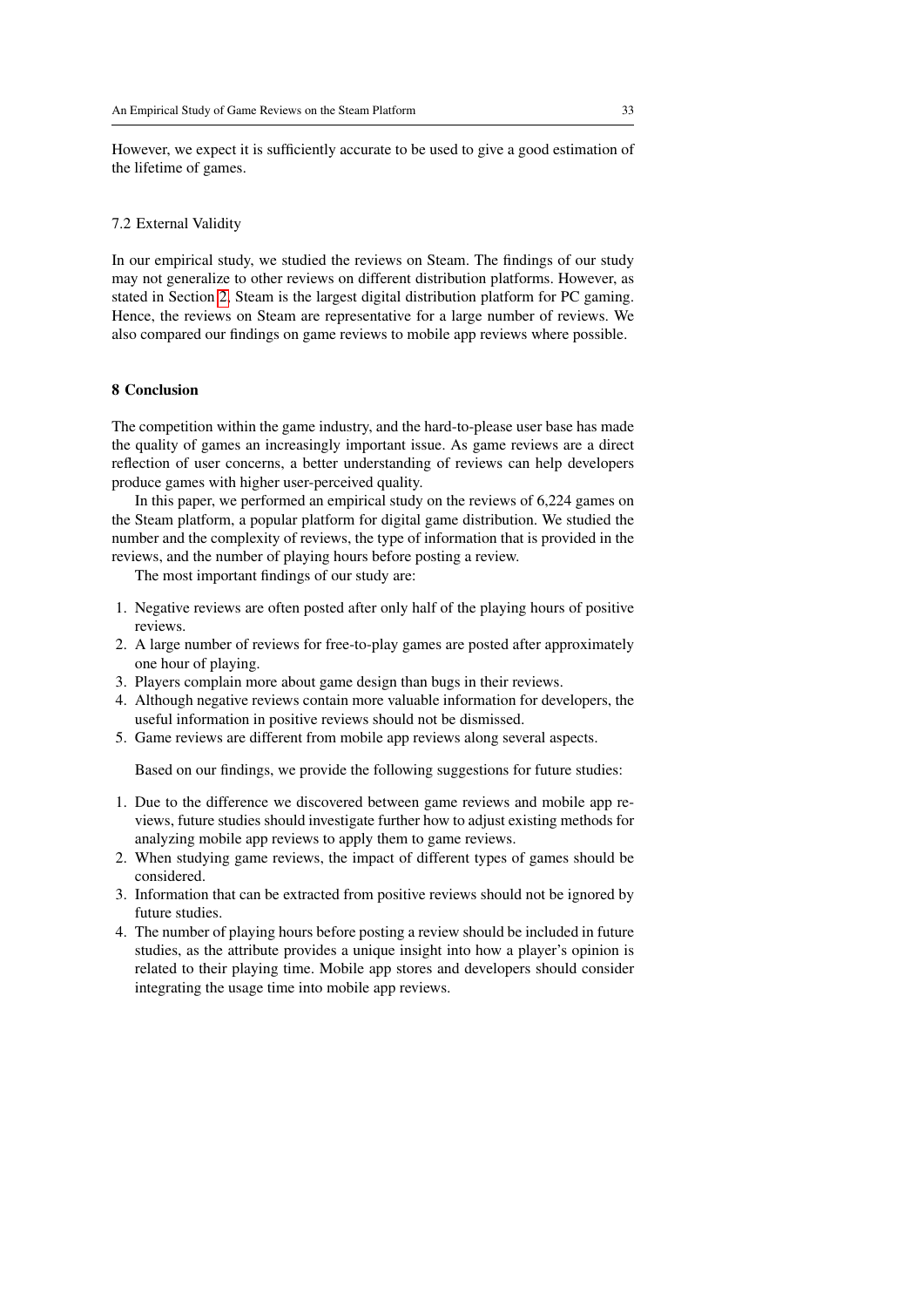However, we expect it is sufficiently accurate to be used to give a good estimation of the lifetime of games.

### 7.2 External Validity

In our empirical study, we studied the reviews on Steam. The findings of our study may not generalize to other reviews on different distribution platforms. However, as stated in Section 2, Steam is the largest digital distribution platform for PC gaming. Hence, the reviews on Steam are representative for a large number of reviews. We also compared our findings on game reviews to mobile app reviews where possible.

## 8 Conclusion

The competition within the game industry, and the hard-to-please user base has made the quality of games an increasingly important issue. As game reviews are a direct reflection of user concerns, a better understanding of reviews can help developers produce games with higher user-perceived quality.

In this paper, we performed an empirical study on the reviews of 6,224 games on the Steam platform, a popular platform for digital game distribution. We studied the number and the complexity of reviews, the type of information that is provided in the reviews, and the number of playing hours before posting a review.

The most important findings of our study are:

1. Negative reviews are often posted after only half of the playing hours of positive reviews.
2. A large number of reviews for free-to-play games are posted after approximately one hour of playing.
3. Players complain more about game design than bugs in their reviews.
4. Although negative reviews contain more valuable information for developers, the useful information in positive reviews should not be dismissed.
5. Game reviews are different from mobile app reviews along several aspects.

Based on our findings, we provide the following suggestions for future studies:

1. Due to the difference we discovered between game reviews and mobile app reviews, future studies should investigate further how to adjust existing methods for analyzing mobile app reviews to apply them to game reviews.
2. When studying game reviews, the impact of different types of games should be considered.
3. Information that can be extracted from positive reviews should not be ignored by future studies.
4. The number of playing hours before posting a review should be included in future studies, as the attribute provides a unique insight into how a player's opinion is related to their playing time. Mobile app stores and developers should consider integrating the usage time into mobile app reviews.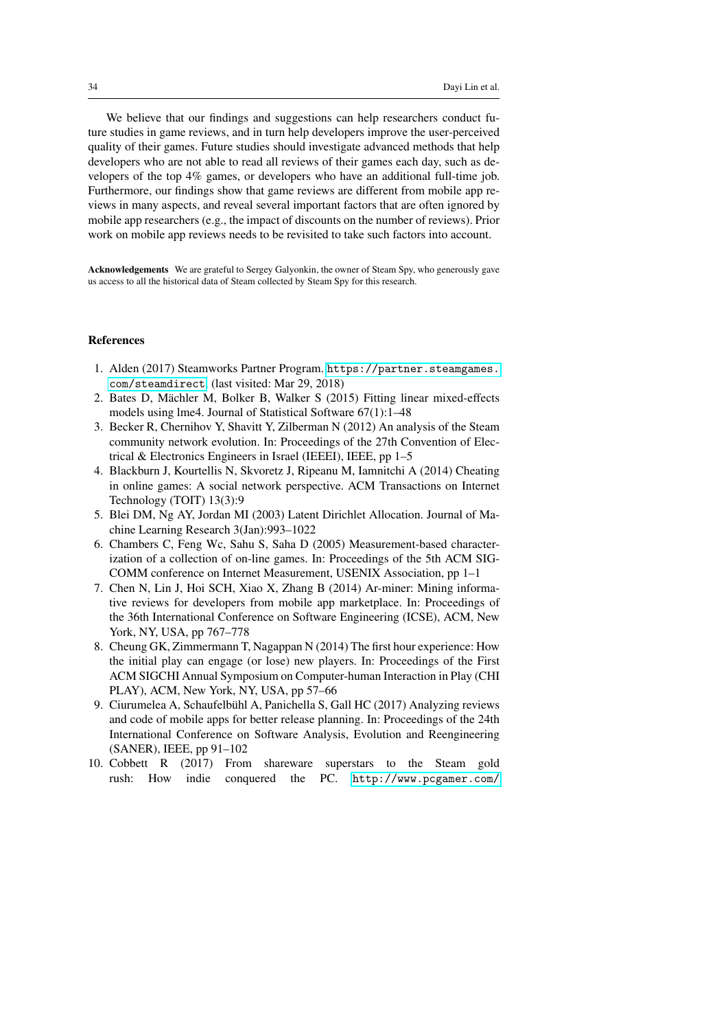We believe that our findings and suggestions can help researchers conduct future studies in game reviews, and in turn help developers improve the user-perceived quality of their games. Future studies should investigate advanced methods that help developers who are not able to read all reviews of their games each day, such as developers of the top 4% games, or developers who have an additional full-time job. Furthermore, our findings show that game reviews are different from mobile app reviews in many aspects, and reveal several important factors that are often ignored by mobile app researchers (e.g., the impact of discounts on the number of reviews). Prior work on mobile app reviews needs to be revisited to take such factors into account.

**Acknowledgements** We are grateful to Sergey Galyonkin, the owner of Steam Spy, who generously gave us access to all the historical data of Steam collected by Steam Spy for this research.

## References

1. Alden (2017) Steamworks Partner Program. https://partner.steamgames.com/steamdirect, (last visited: Mar 29, 2018)
2. Bates D, Mächler M, Bolker B, Walker S (2015) Fitting linear mixed-effects models using lme4. Journal of Statistical Software 67(1):1–48
3. Becker R, Chernihov Y, Shavitt Y, Zilberman N (2012) An analysis of the Steam community network evolution. In: Proceedings of the 27th Convention of Electrical & Electronics Engineers in Israel (IEEEI), IEEE, pp 1–5
4. Blackburn J, Kourtellis N, Skvoretz J, Ripeanu M, Iamnitchi A (2014) Cheating in online games: A social network perspective. ACM Transactions on Internet Technology (TOIT) 13(3):9
5. Blei DM, Ng AY, Jordan MI (2003) Latent Dirichlet Allocation. Journal of Machine Learning Research 3(Jan):993–1022
6. Chambers C, Feng Wc, Sahu S, Saha D (2005) Measurement-based characterization of a collection of on-line games. In: Proceedings of the 5th ACM SIGCOMM conference on Internet Measurement, USENIX Association, pp 1–1
7. Chen N, Lin J, Hoi SCH, Xiao X, Zhang B (2014) Ar-miner: Mining informative reviews for developers from mobile app marketplace. In: Proceedings of the 36th International Conference on Software Engineering (ICSE), ACM, New York, NY, USA, pp 767–778
8. Cheung GK, Zimmermann T, Nagappan N (2014) The first hour experience: How the initial play can engage (or lose) new players. In: Proceedings of the First ACM SIGCHI Annual Symposium on Computer-human Interaction in Play (CHI PLAY), ACM, New York, NY, USA, pp 57–66
9. Ciurumelea A, Schaufelbühl A, Panichella S, Gall HC (2017) Analyzing reviews and code of mobile apps for better release planning. In: Proceedings of the 24th International Conference on Software Analysis, Evolution and Reengineering (SANER), IEEE, pp 91–102
10. Cobbett R (2017) From shareware superstars to the Steam gold rush: How indie conquered the PC. http://www.pcgamer.com/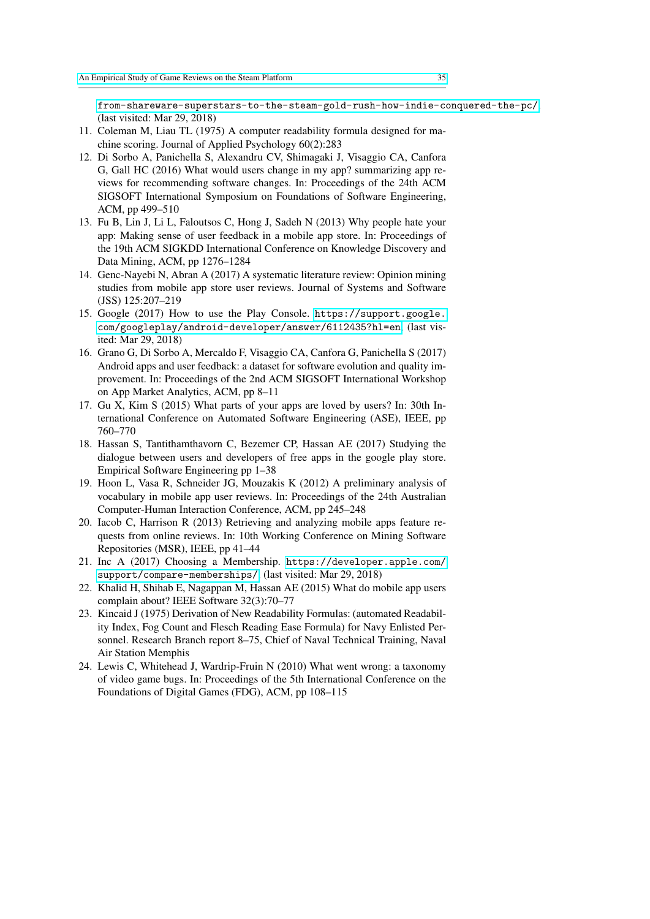from-shareware-superstars-to-the-steam-gold-rush-how-indie-conquered-the-pc/ (last visited: Mar 29, 2018)

11. Coleman M, Liau TL (1975) A computer readability formula designed for machine scoring. Journal of Applied Psychology 60(2):283
12. Di Sorbo A, Panichella S, Alexandru CV, Shimagaki J, Visaggio CA, Canfora G, Gall HC (2016) What would users change in my app? summarizing app reviews for recommending software changes. In: Proceedings of the 24th ACM SIGSOFT International Symposium on Foundations of Software Engineering, ACM, pp 499–510
13. Fu B, Lin J, Li L, Faloutsos C, Hong J, Sadeh N (2013) Why people hate your app: Making sense of user feedback in a mobile app store. In: Proceedings of the 19th ACM SIGKDD International Conference on Knowledge Discovery and Data Mining, ACM, pp 1276–1284
14. Genc-Nayebi N, Abran A (2017) A systematic literature review: Opinion mining studies from mobile app store user reviews. Journal of Systems and Software (JSS) 125:207–219
15. Google (2017) How to use the Play Console. https://support.google.com/googleplay/android-developer/answer/6112435?hl=en (last visited: Mar 29, 2018)
16. Grano G, Di Sorbo A, Mercaldo F, Visaggio CA, Canfora G, Panichella S (2017) Android apps and user feedback: a dataset for software evolution and quality improvement. In: Proceedings of the 2nd ACM SIGSOFT International Workshop on App Market Analytics, ACM, pp 8–11
17. Gu X, Kim S (2015) What parts of your apps are loved by users? In: 30th International Conference on Automated Software Engineering (ASE), IEEE, pp 760–770
18. Hassan S, Tantithamthavorn C, Bezemer CP, Hassan AE (2017) Studying the dialogue between users and developers of free apps in the google play store. Empirical Software Engineering pp 1–38
19. Hoon L, Vasa R, Schneider JG, Mouzakis K (2012) A preliminary analysis of vocabulary in mobile app user reviews. In: Proceedings of the 24th Australian Computer-Human Interaction Conference, ACM, pp 245–248
20. Iacob C, Harrison R (2013) Retrieving and analyzing mobile apps feature requests from online reviews. In: 10th Working Conference on Mining Software Repositories (MSR), IEEE, pp 41–44
21. Inc A (2017) Choosing a Membership. https://developer.apple.com/support/compare-memberships/ (last visited: Mar 29, 2018)
22. Khalid H, Shihab E, Nagappan M, Hassan AE (2015) What do mobile app users complain about? IEEE Software 32(3):70–77
23. Kincaid J (1975) Derivation of New Readability Formulas: (automated Readability Index, Fog Count and Flesch Reading Ease Formula) for Navy Enlisted Personnel. Research Branch report 8–75, Chief of Naval Technical Training, Naval Air Station Memphis
24. Lewis C, Whitehead J, Wardrip-Fruin N (2010) What went wrong: a taxonomy of video game bugs. In: Proceedings of the 5th International Conference on the Foundations of Digital Games (FDG), ACM, pp 108–115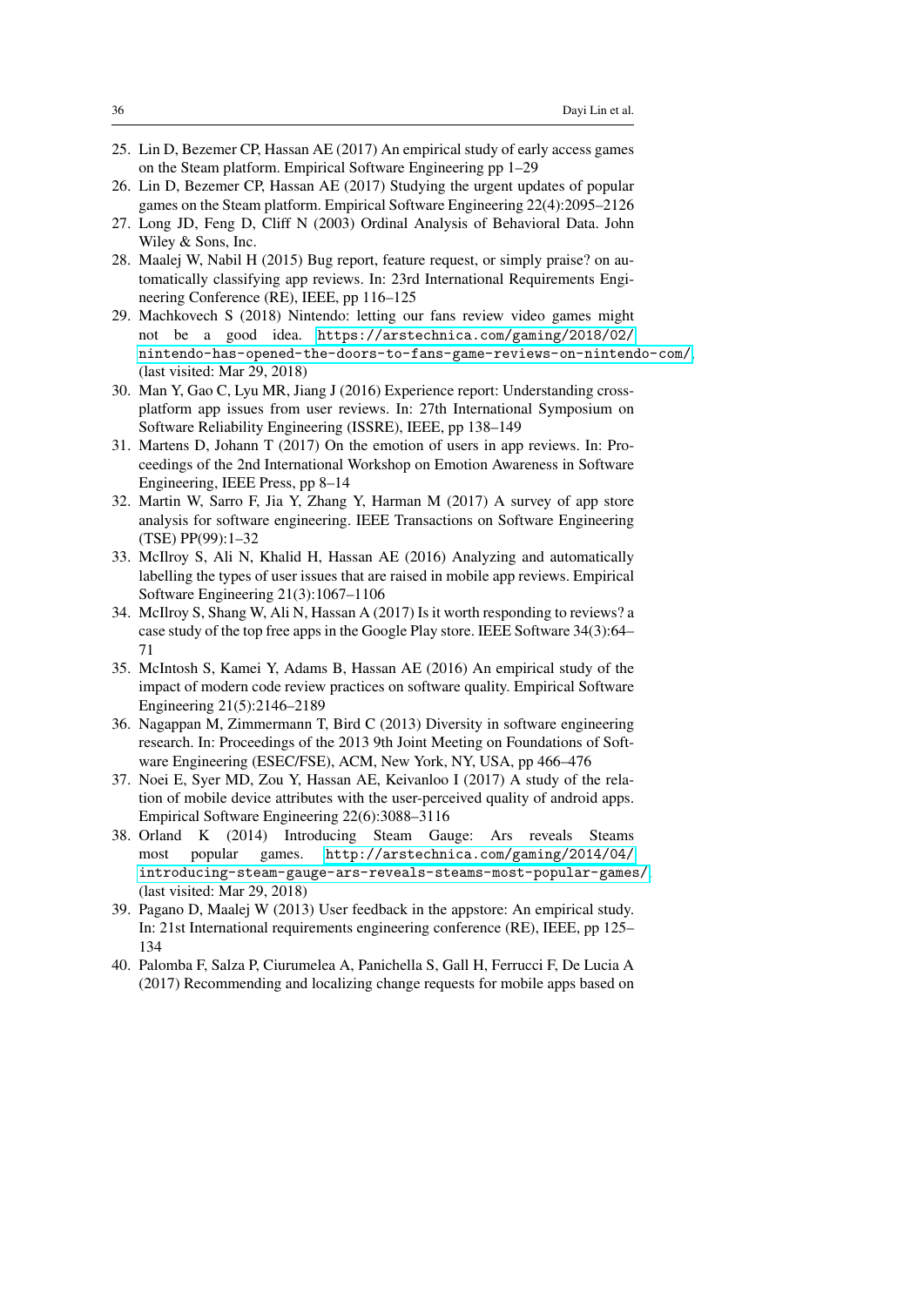25. Lin D, Bezemer CP, Hassan AE (2017) An empirical study of early access games on the Steam platform. Empirical Software Engineering pp 1–29
26. Lin D, Bezemer CP, Hassan AE (2017) Studying the urgent updates of popular games on the Steam platform. Empirical Software Engineering 22(4):2095–2126
27. Long JD, Feng D, Cliff N (2003) Ordinal Analysis of Behavioral Data. John Wiley & Sons, Inc.
28. Maalej W, Nabil H (2015) Bug report, feature request, or simply praise? on automatically classifying app reviews. In: 23rd International Requirements Engineering Conference (RE), IEEE, pp 116–125
29. Machkovech S (2018) Nintendo: letting our fans review video games might not be a good idea. https://arstechnica.com/gaming/2018/02/nintendo-has-opened-the-doors-to-fans-game-reviews-on-nintendo-com/, (last visited: Mar 29, 2018)
30. Man Y, Gao C, Lyu MR, Jiang J (2016) Experience report: Understanding cross-platform app issues from user reviews. In: 27th International Symposium on Software Reliability Engineering (ISSRE), IEEE, pp 138–149
31. Martens D, Johann T (2017) On the emotion of users in app reviews. In: Proceedings of the 2nd International Workshop on Emotion Awareness in Software Engineering, IEEE Press, pp 8–14
32. Martin W, Sarro F, Jia Y, Zhang Y, Harman M (2017) A survey of app store analysis for software engineering. IEEE Transactions on Software Engineering (TSE) PP(99):1–32
33. McIlroy S, Ali N, Khalid H, Hassan AE (2016) Analyzing and automatically labelling the types of user issues that are raised in mobile app reviews. Empirical Software Engineering 21(3):1067–1106
34. McIlroy S, Shang W, Ali N, Hassan A (2017) Is it worth responding to reviews? a case study of the top free apps in the Google Play store. IEEE Software 34(3):64–71
35. McIntosh S, Kamei Y, Adams B, Hassan AE (2016) An empirical study of the impact of modern code review practices on software quality. Empirical Software Engineering 21(5):2146–2189
36. Nagappan M, Zimmermann T, Bird C (2013) Diversity in software engineering research. In: Proceedings of the 2013 9th Joint Meeting on Foundations of Software Engineering (ESEC/FSE), ACM, New York, NY, USA, pp 466–476
37. Noei E, Syer MD, Zou Y, Hassan AE, Keivanloo I (2017) A study of the relation of mobile device attributes with the user-perceived quality of android apps. Empirical Software Engineering 22(6):3088–3116
38. Orland K (2014) Introducing Steam Gauge: Ars reveals Steams most popular games. http://arstechnica.com/gaming/2014/04/introducing-steam-gauge-ars-reveals-steams-most-popular-games/, (last visited: Mar 29, 2018)
39. Pagano D, Maalej W (2013) User feedback in the appstore: An empirical study. In: 21st International requirements engineering conference (RE), IEEE, pp 125–134
40. Palomba F, Salza P, Ciurumelea A, Panichella S, Gall H, Ferrucci F, De Lucia A (2017) Recommending and localizing change requests for mobile apps based on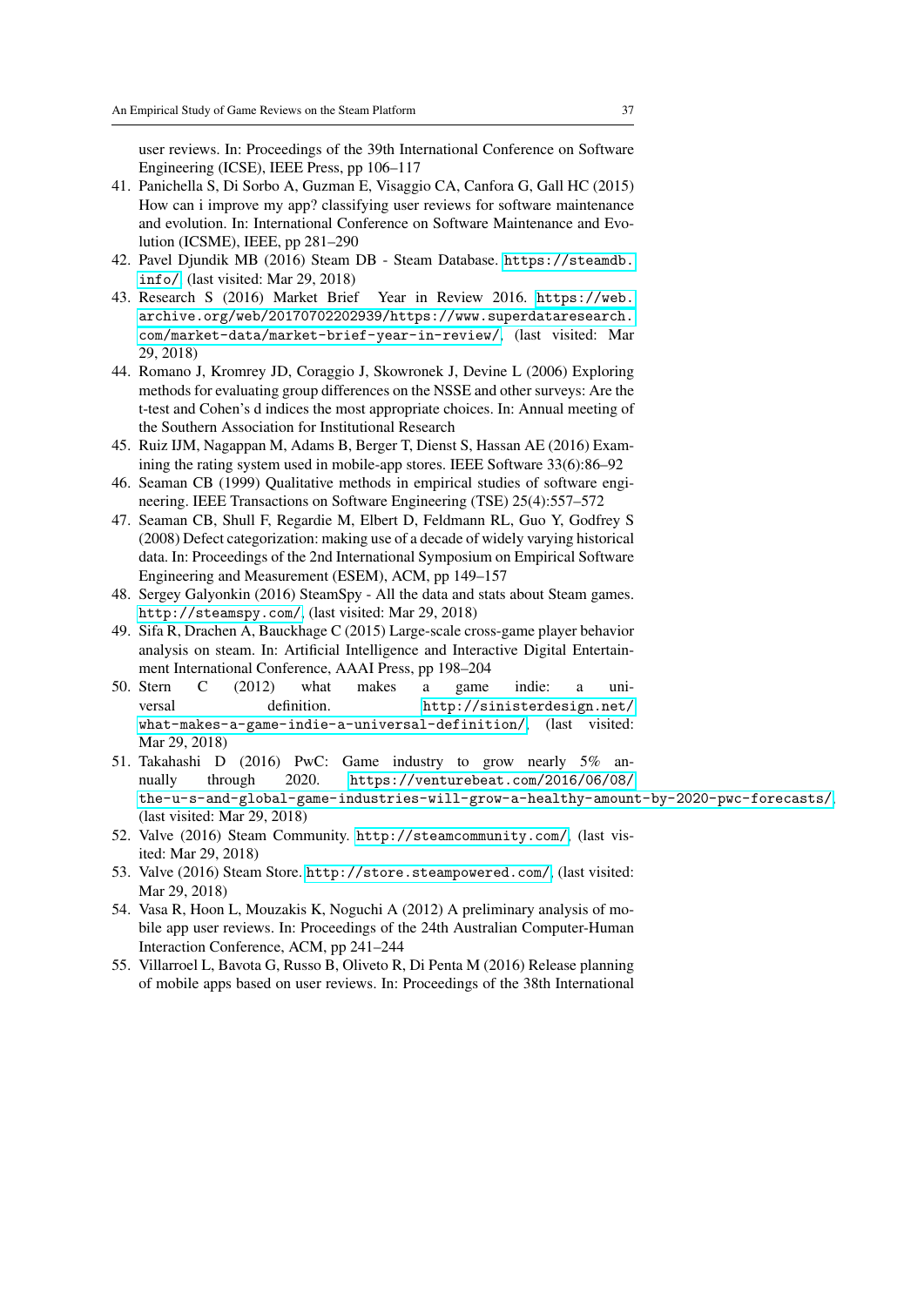user reviews. In: Proceedings of the 39th International Conference on Software Engineering (ICSE), IEEE Press, pp 106–117

41. Panichella S, Di Sorbo A, Guzman E, Visaggio CA, Canfora G, Gall HC (2015) How can i improve my app? classifying user reviews for software maintenance and evolution. In: International Conference on Software Maintenance and Evolution (ICSME), IEEE, pp 281–290
42. Pavel Djundik MB (2016) Steam DB - Steam Database. https://steamdb.info/ (last visited: Mar 29, 2018)
43. Research S (2016) Market Brief Year in Review 2016. https://web.archive.org/web/20170702202939/https://www.superdataresearch.com/market-data/market-brief-year-in-review/, (last visited: Mar 29, 2018)
44. Romano J, Kromrey JD, Coraggio J, Skowronek J, Devine L (2006) Exploring methods for evaluating group differences on the NSSE and other surveys: Are the t-test and Cohen's d indices the most appropriate choices. In: Annual meeting of the Southern Association for Institutional Research
45. Ruiz IJM, Nagappan M, Adams B, Berger T, Dienst S, Hassan AE (2016) Examining the rating system used in mobile-app stores. IEEE Software 33(6):86–92
46. Seaman CB (1999) Qualitative methods in empirical studies of software engineering. IEEE Transactions on Software Engineering (TSE) 25(4):557–572
47. Seaman CB, Shull F, Regardie M, Elbert D, Feldmann RL, Guo Y, Godfrey S (2008) Defect categorization: making use of a decade of widely varying historical data. In: Proceedings of the 2nd International Symposium on Empirical Software Engineering and Measurement (ESEM), ACM, pp 149–157
48. Sergey Galyonkin (2016) SteamSpy - All the data and stats about Steam games. http://steamspy.com/, (last visited: Mar 29, 2018)
49. Sifa R, Drachen A, Bauckhage C (2015) Large-scale cross-game player behavior analysis on steam. In: Artificial Intelligence and Interactive Digital Entertainment International Conference, AAAI Press, pp 198–204
50. Stern C (2012) what makes a game indie: a universal definition. http://sinisterdesign.net/what-makes-a-game-indie-a-universal-definition/, (last visited: Mar 29, 2018)
51. Takahashi D (2016) PwC: Game industry to grow nearly 5% annually through 2020. https://venturebeat.com/2016/06/08/the-u-s-and-global-game-industries-will-grow-a-healthy-amount-by-2020-pwc-forecasts/, (last visited: Mar 29, 2018)
52. Valve (2016) Steam Community. http://steamcommunity.com/, (last visited: Mar 29, 2018)
53. Valve (2016) Steam Store. http://store.steampowered.com/, (last visited: Mar 29, 2018)
54. Vasa R, Hoon L, Mouzakis K, Noguchi A (2012) A preliminary analysis of mobile app user reviews. In: Proceedings of the 24th Australian Computer-Human Interaction Conference, ACM, pp 241–244
55. Villarroel L, Bavota G, Russo B, Oliveto R, Di Penta M (2016) Release planning of mobile apps based on user reviews. In: Proceedings of the 38th International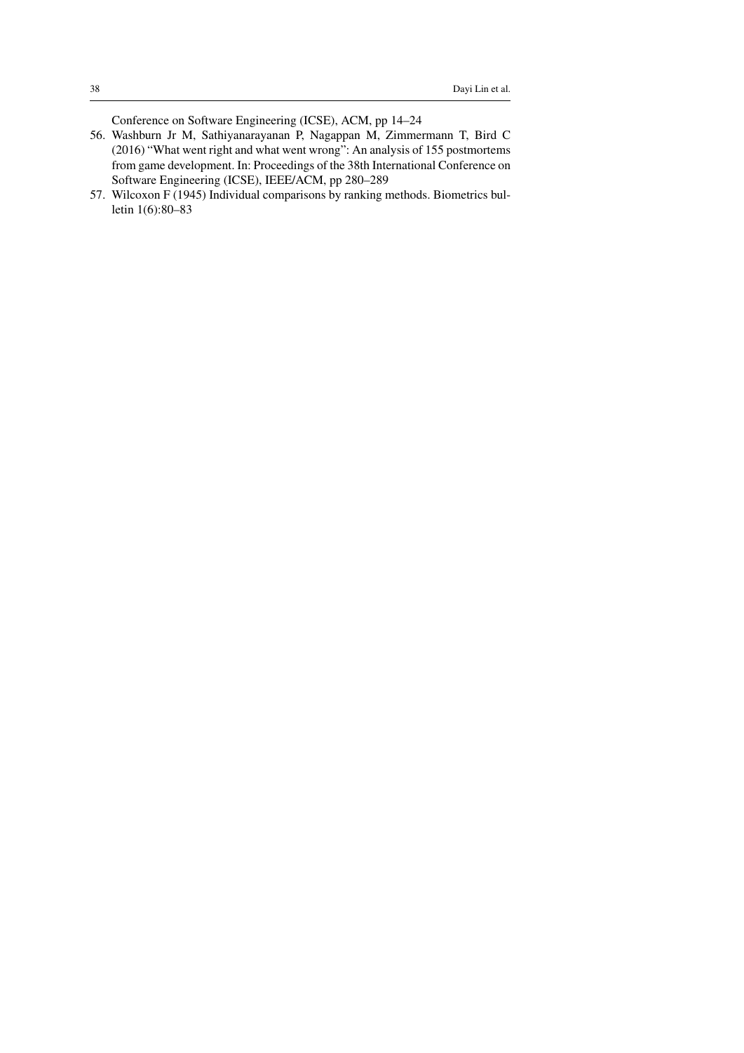Conference on Software Engineering (ICSE), ACM, pp 14–24

56. Washburn Jr M, Sathiyanarayanan P, Nagappan M, Zimmermann T, Bird C (2016) "What went right and what went wrong": An analysis of 155 postmortems from game development. In: Proceedings of the 38th International Conference on Software Engineering (ICSE), IEEE/ACM, pp 280–289
57. Wilcoxon F (1945) Individual comparisons by ranking methods. Biometrics bulletin 1(6):80–83